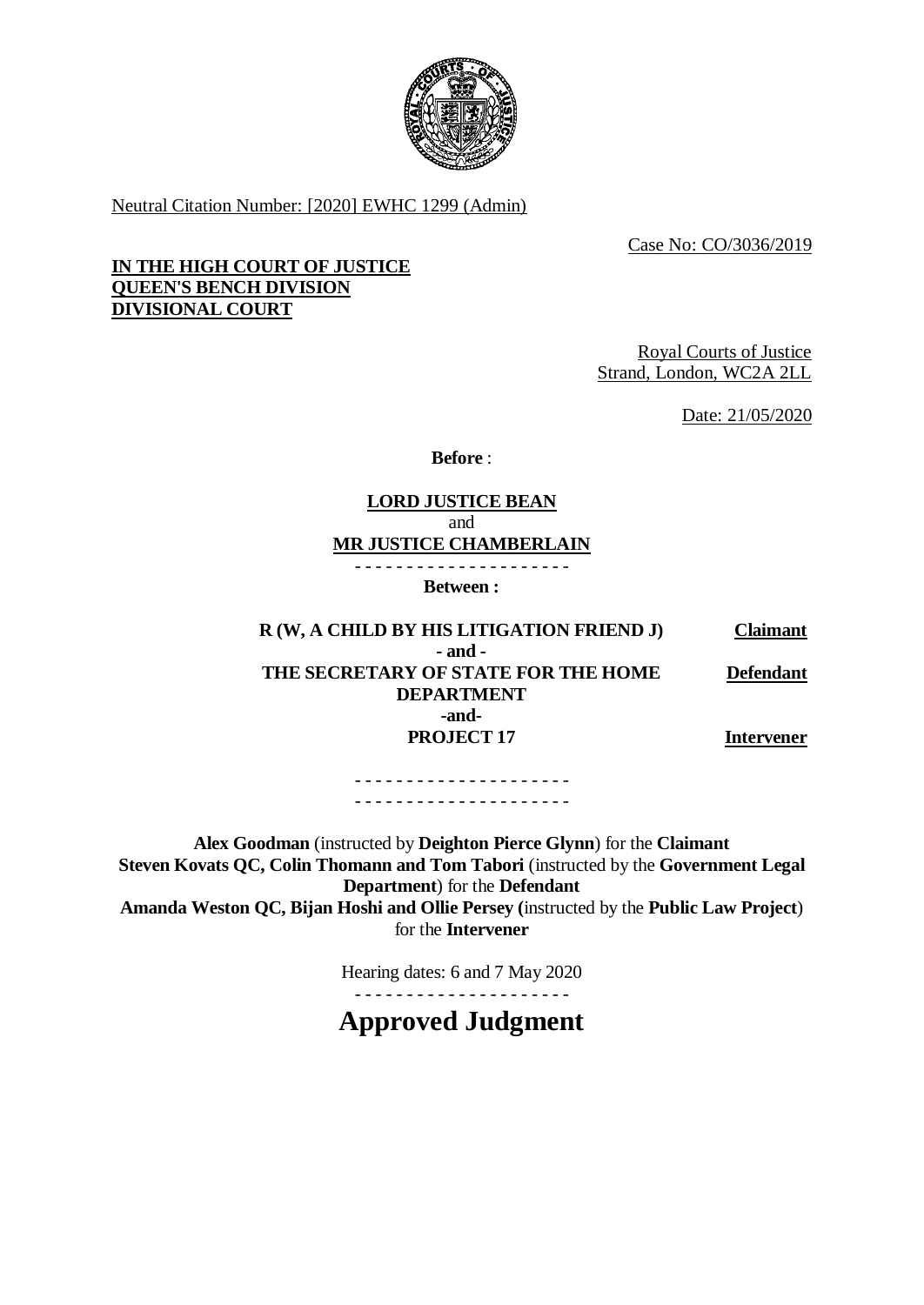Neutral Citation Number: [2020] EWHC 1299 (Admin)

Case No: CO/3036/2019

**IN THE HIGH COURT OF JUSTICE**
**QUEEN'S BENCH DIVISION**
**DIVISIONAL COURT**

Royal Courts of Justice
Strand, London, WC2A 2LL

Date: 21/05/2020

**Before** :

**LORD JUSTICE BEAN**
and
**MR JUSTICE CHAMBERLAIN**

- - - - - - - - - - - - - - - - - - - - -

**Between :**

| | |
|---|---|
| **R (W, A CHILD BY HIS LITIGATION FRIEND J)** | **Claimant** |
| **- and -** | |
| **THE SECRETARY OF STATE FOR THE HOME DEPARTMENT** | **Defendant** |
| **-and-** | |
| **PROJECT 17** | **Intervener** |

- - - - - - - - - - - - - - - - - - - - -
- - - - - - - - - - - - - - - - - - - - -

**Alex Goodman** (instructed by **Deighton Pierce Glynn**) for the **Claimant**
**Steven Kovats QC, Colin Thomann and Tom Tabori** (instructed by the **Government Legal Department**) for the **Defendant**
**Amanda Weston QC, Bijan Hoshi and Ollie Persey (**instructed by the **Public Law Project**) for the **Intervener**

Hearing dates: 6 and 7 May 2020

- - - - - - - - - - - - - - - - - - - - -

# Approved Judgment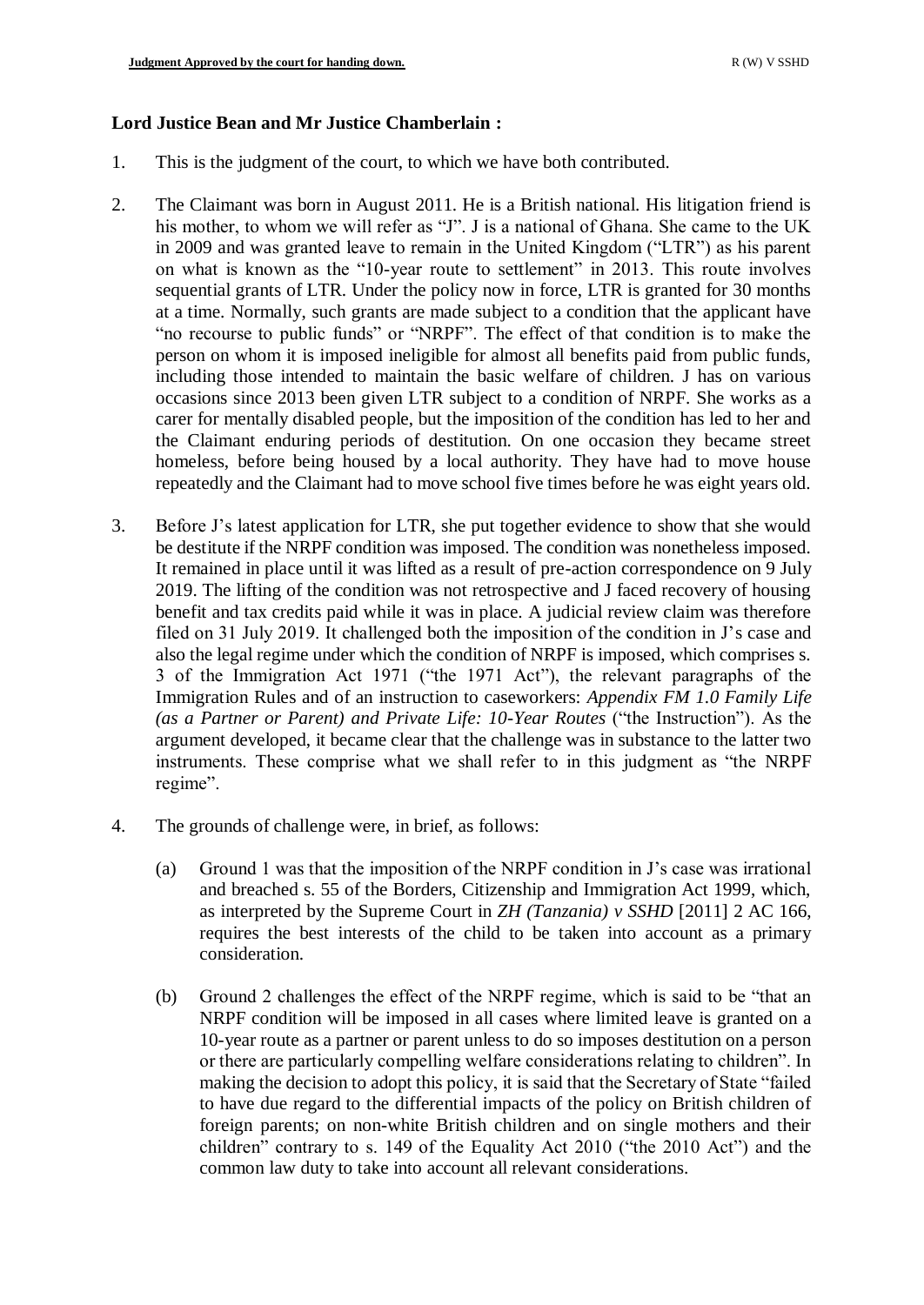**Lord Justice Bean and Mr Justice Chamberlain :**

1. This is the judgment of the court, to which we have both contributed.

2. The Claimant was born in August 2011. He is a British national. His litigation friend is his mother, to whom we will refer as "J". J is a national of Ghana. She came to the UK in 2009 and was granted leave to remain in the United Kingdom ("LTR") as his parent on what is known as the "10-year route to settlement" in 2013. This route involves sequential grants of LTR. Under the policy now in force, LTR is granted for 30 months at a time. Normally, such grants are made subject to a condition that the applicant have "no recourse to public funds" or "NRPF". The effect of that condition is to make the person on whom it is imposed ineligible for almost all benefits paid from public funds, including those intended to maintain the basic welfare of children. J has on various occasions since 2013 been given LTR subject to a condition of NRPF. She works as a carer for mentally disabled people, but the imposition of the condition has led to her and the Claimant enduring periods of destitution. On one occasion they became street homeless, before being housed by a local authority. They have had to move house repeatedly and the Claimant had to move school five times before he was eight years old.

3. Before J's latest application for LTR, she put together evidence to show that she would be destitute if the NRPF condition was imposed. The condition was nonetheless imposed. It remained in place until it was lifted as a result of pre-action correspondence on 9 July 2019. The lifting of the condition was not retrospective and J faced recovery of housing benefit and tax credits paid while it was in place. A judicial review claim was therefore filed on 31 July 2019. It challenged both the imposition of the condition in J's case and also the legal regime under which the condition of NRPF is imposed, which comprises s. 3 of the Immigration Act 1971 ("the 1971 Act"), the relevant paragraphs of the Immigration Rules and of an instruction to caseworkers: *Appendix FM 1.0 Family Life (as a Partner or Parent) and Private Life: 10-Year Routes* ("the Instruction"). As the argument developed, it became clear that the challenge was in substance to the latter two instruments. These comprise what we shall refer to in this judgment as "the NRPF regime".

4. The grounds of challenge were, in brief, as follows:

   (a) Ground 1 was that the imposition of the NRPF condition in J's case was irrational and breached s. 55 of the Borders, Citizenship and Immigration Act 1999, which, as interpreted by the Supreme Court in *ZH (Tanzania) v SSHD* [2011] 2 AC 166, requires the best interests of the child to be taken into account as a primary consideration.

   (b) Ground 2 challenges the effect of the NRPF regime, which is said to be "that an NRPF condition will be imposed in all cases where limited leave is granted on a 10-year route as a partner or parent unless to do so imposes destitution on a person or there are particularly compelling welfare considerations relating to children". In making the decision to adopt this policy, it is said that the Secretary of State "failed to have due regard to the differential impacts of the policy on British children of foreign parents; on non-white British children and on single mothers and their children" contrary to s. 149 of the Equality Act 2010 ("the 2010 Act") and the common law duty to take into account all relevant considerations.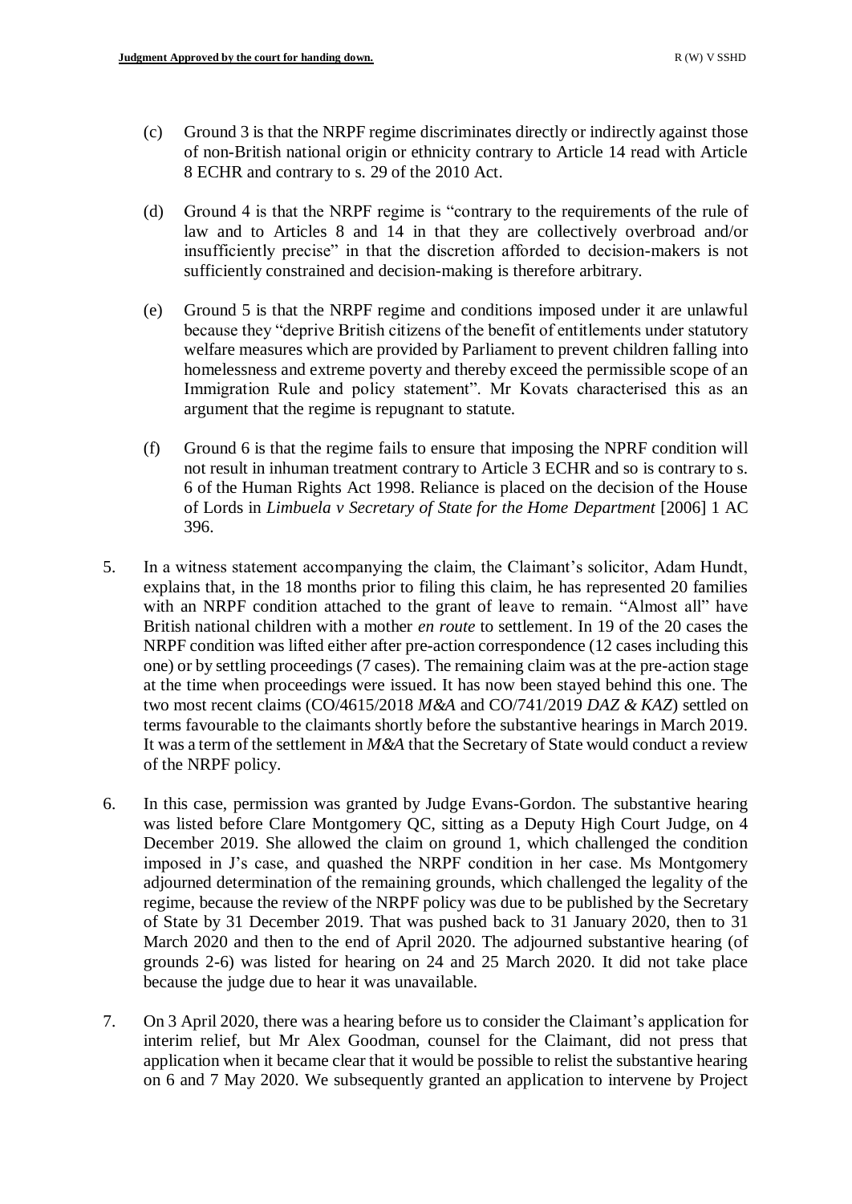(c) Ground 3 is that the NRPF regime discriminates directly or indirectly against those of non-British national origin or ethnicity contrary to Article 14 read with Article 8 ECHR and contrary to s. 29 of the 2010 Act.

(d) Ground 4 is that the NRPF regime is "contrary to the requirements of the rule of law and to Articles 8 and 14 in that they are collectively overbroad and/or insufficiently precise" in that the discretion afforded to decision-makers is not sufficiently constrained and decision-making is therefore arbitrary.

(e) Ground 5 is that the NRPF regime and conditions imposed under it are unlawful because they "deprive British citizens of the benefit of entitlements under statutory welfare measures which are provided by Parliament to prevent children falling into homelessness and extreme poverty and thereby exceed the permissible scope of an Immigration Rule and policy statement". Mr Kovats characterised this as an argument that the regime is repugnant to statute.

(f) Ground 6 is that the regime fails to ensure that imposing the NPRF condition will not result in inhuman treatment contrary to Article 3 ECHR and so is contrary to s. 6 of the Human Rights Act 1998. Reliance is placed on the decision of the House of Lords in *Limbuela v Secretary of State for the Home Department* [2006] 1 AC 396.

5. In a witness statement accompanying the claim, the Claimant's solicitor, Adam Hundt, explains that, in the 18 months prior to filing this claim, he has represented 20 families with an NRPF condition attached to the grant of leave to remain. "Almost all" have British national children with a mother *en route* to settlement. In 19 of the 20 cases the NRPF condition was lifted either after pre-action correspondence (12 cases including this one) or by settling proceedings (7 cases). The remaining claim was at the pre-action stage at the time when proceedings were issued. It has now been stayed behind this one. The two most recent claims (CO/4615/2018 *M&A* and CO/741/2019 *DAZ & KAZ*) settled on terms favourable to the claimants shortly before the substantive hearings in March 2019. It was a term of the settlement in *M&A* that the Secretary of State would conduct a review of the NRPF policy.

6. In this case, permission was granted by Judge Evans-Gordon. The substantive hearing was listed before Clare Montgomery QC, sitting as a Deputy High Court Judge, on 4 December 2019. She allowed the claim on ground 1, which challenged the condition imposed in J's case, and quashed the NRPF condition in her case. Ms Montgomery adjourned determination of the remaining grounds, which challenged the legality of the regime, because the review of the NRPF policy was due to be published by the Secretary of State by 31 December 2019. That was pushed back to 31 January 2020, then to 31 March 2020 and then to the end of April 2020. The adjourned substantive hearing (of grounds 2-6) was listed for hearing on 24 and 25 March 2020. It did not take place because the judge due to hear it was unavailable.

7. On 3 April 2020, there was a hearing before us to consider the Claimant's application for interim relief, but Mr Alex Goodman, counsel for the Claimant, did not press that application when it became clear that it would be possible to relist the substantive hearing on 6 and 7 May 2020. We subsequently granted an application to intervene by Project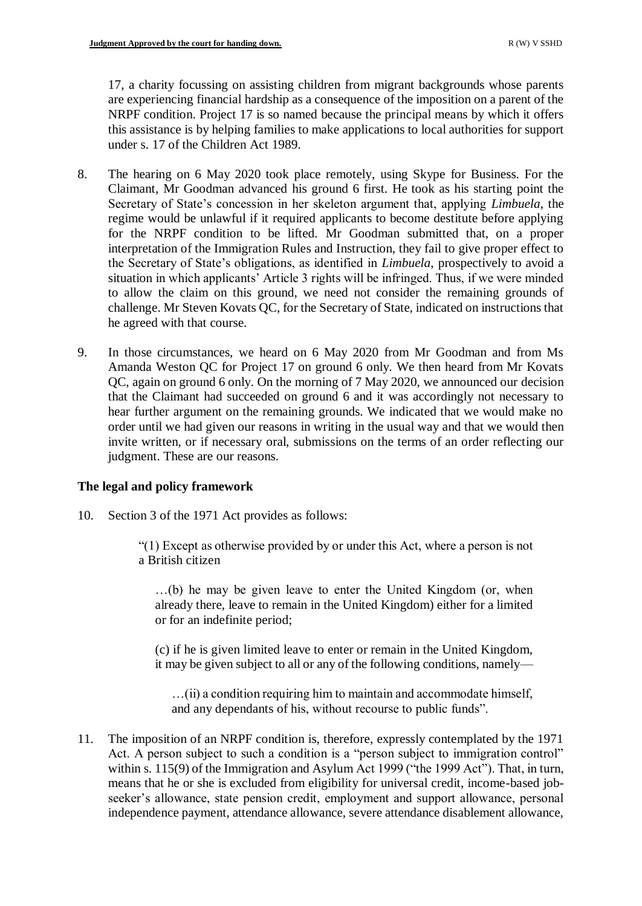17, a charity focussing on assisting children from migrant backgrounds whose parents are experiencing financial hardship as a consequence of the imposition on a parent of the NRPF condition. Project 17 is so named because the principal means by which it offers this assistance is by helping families to make applications to local authorities for support under s. 17 of the Children Act 1989.

8. The hearing on 6 May 2020 took place remotely, using Skype for Business. For the Claimant, Mr Goodman advanced his ground 6 first. He took as his starting point the Secretary of State's concession in her skeleton argument that, applying *Limbuela*, the regime would be unlawful if it required applicants to become destitute before applying for the NRPF condition to be lifted. Mr Goodman submitted that, on a proper interpretation of the Immigration Rules and Instruction, they fail to give proper effect to the Secretary of State's obligations, as identified in *Limbuela*, prospectively to avoid a situation in which applicants' Article 3 rights will be infringed. Thus, if we were minded to allow the claim on this ground, we need not consider the remaining grounds of challenge. Mr Steven Kovats QC, for the Secretary of State, indicated on instructions that he agreed with that course.

9. In those circumstances, we heard on 6 May 2020 from Mr Goodman and from Ms Amanda Weston QC for Project 17 on ground 6 only. We then heard from Mr Kovats QC, again on ground 6 only. On the morning of 7 May 2020, we announced our decision that the Claimant had succeeded on ground 6 and it was accordingly not necessary to hear further argument on the remaining grounds. We indicated that we would make no order until we had given our reasons in writing in the usual way and that we would then invite written, or if necessary oral, submissions on the terms of an order reflecting our judgment. These are our reasons.

## The legal and policy framework

10. Section 3 of the 1971 Act provides as follows:

> "(1) Except as otherwise provided by or under this Act, where a person is not a British citizen
>
> …(b) he may be given leave to enter the United Kingdom (or, when already there, leave to remain in the United Kingdom) either for a limited or for an indefinite period;
>
> (c) if he is given limited leave to enter or remain in the United Kingdom, it may be given subject to all or any of the following conditions, namely—
>
> …(ii) a condition requiring him to maintain and accommodate himself, and any dependants of his, without recourse to public funds".

11. The imposition of an NRPF condition is, therefore, expressly contemplated by the 1971 Act. A person subject to such a condition is a "person subject to immigration control" within s. 115(9) of the Immigration and Asylum Act 1999 ("the 1999 Act"). That, in turn, means that he or she is excluded from eligibility for universal credit, income-based job-seeker's allowance, state pension credit, employment and support allowance, personal independence payment, attendance allowance, severe attendance disablement allowance,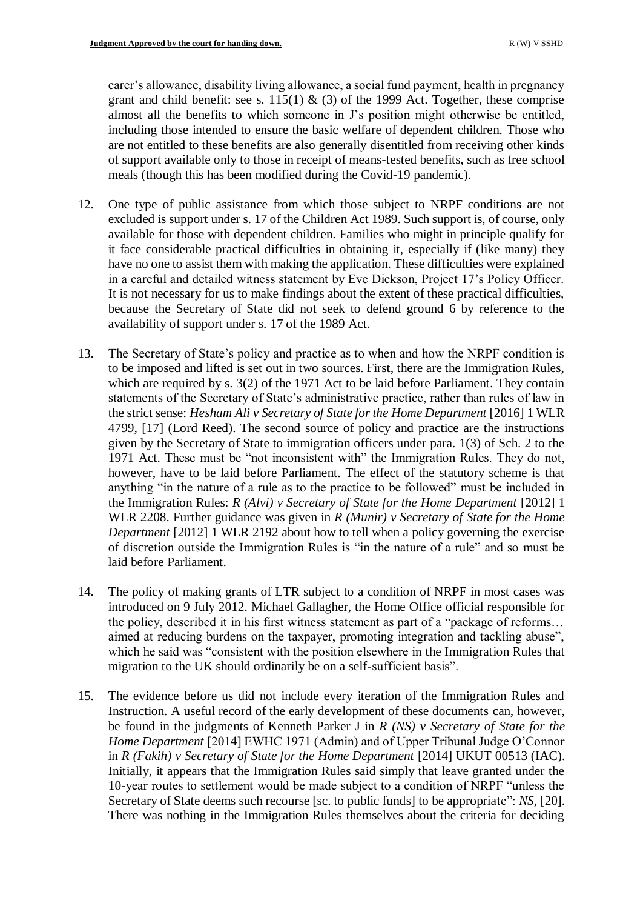carer's allowance, disability living allowance, a social fund payment, health in pregnancy grant and child benefit: see s. 115(1) & (3) of the 1999 Act. Together, these comprise almost all the benefits to which someone in J's position might otherwise be entitled, including those intended to ensure the basic welfare of dependent children. Those who are not entitled to these benefits are also generally disentitled from receiving other kinds of support available only to those in receipt of means-tested benefits, such as free school meals (though this has been modified during the Covid-19 pandemic).

12. One type of public assistance from which those subject to NRPF conditions are not excluded is support under s. 17 of the Children Act 1989. Such support is, of course, only available for those with dependent children. Families who might in principle qualify for it face considerable practical difficulties in obtaining it, especially if (like many) they have no one to assist them with making the application. These difficulties were explained in a careful and detailed witness statement by Eve Dickson, Project 17's Policy Officer. It is not necessary for us to make findings about the extent of these practical difficulties, because the Secretary of State did not seek to defend ground 6 by reference to the availability of support under s. 17 of the 1989 Act.

13. The Secretary of State's policy and practice as to when and how the NRPF condition is to be imposed and lifted is set out in two sources. First, there are the Immigration Rules, which are required by s. 3(2) of the 1971 Act to be laid before Parliament. They contain statements of the Secretary of State's administrative practice, rather than rules of law in the strict sense: *Hesham Ali v Secretary of State for the Home Department* [2016] 1 WLR 4799, [17] (Lord Reed). The second source of policy and practice are the instructions given by the Secretary of State to immigration officers under para. 1(3) of Sch. 2 to the 1971 Act. These must be "not inconsistent with" the Immigration Rules. They do not, however, have to be laid before Parliament. The effect of the statutory scheme is that anything "in the nature of a rule as to the practice to be followed" must be included in the Immigration Rules: *R (Alvi) v Secretary of State for the Home Department* [2012] 1 WLR 2208. Further guidance was given in *R (Munir) v Secretary of State for the Home Department* [2012] 1 WLR 2192 about how to tell when a policy governing the exercise of discretion outside the Immigration Rules is "in the nature of a rule" and so must be laid before Parliament.

14. The policy of making grants of LTR subject to a condition of NRPF in most cases was introduced on 9 July 2012. Michael Gallagher, the Home Office official responsible for the policy, described it in his first witness statement as part of a "package of reforms… aimed at reducing burdens on the taxpayer, promoting integration and tackling abuse", which he said was "consistent with the position elsewhere in the Immigration Rules that migration to the UK should ordinarily be on a self-sufficient basis".

15. The evidence before us did not include every iteration of the Immigration Rules and Instruction. A useful record of the early development of these documents can, however, be found in the judgments of Kenneth Parker J in *R (NS) v Secretary of State for the Home Department* [2014] EWHC 1971 (Admin) and of Upper Tribunal Judge O'Connor in *R (Fakih) v Secretary of State for the Home Department* [2014] UKUT 00513 (IAC). Initially, it appears that the Immigration Rules said simply that leave granted under the 10-year routes to settlement would be made subject to a condition of NRPF "unless the Secretary of State deems such recourse [sc. to public funds] to be appropriate": *NS*, [20]. There was nothing in the Immigration Rules themselves about the criteria for deciding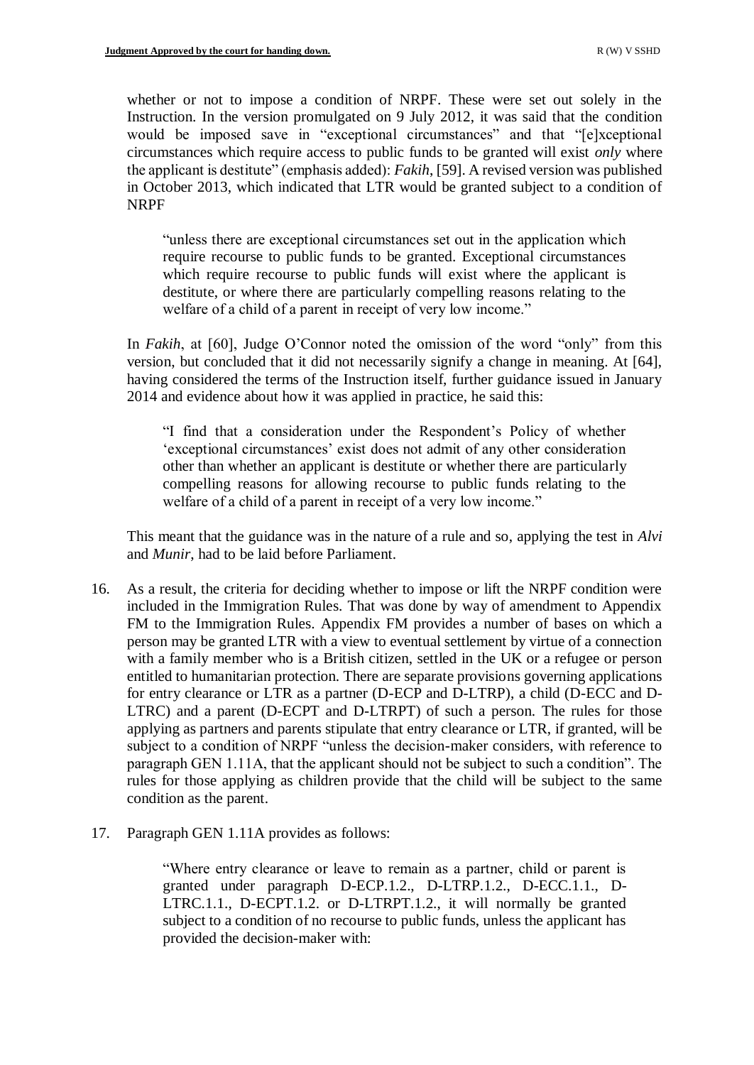whether or not to impose a condition of NRPF. These were set out solely in the Instruction. In the version promulgated on 9 July 2012, it was said that the condition would be imposed save in "exceptional circumstances" and that "[e]xceptional circumstances which require access to public funds to be granted will exist *only* where the applicant is destitute" (emphasis added): *Fakih*, [59]. A revised version was published in October 2013, which indicated that LTR would be granted subject to a condition of NRPF

> "unless there are exceptional circumstances set out in the application which require recourse to public funds to be granted. Exceptional circumstances which require recourse to public funds will exist where the applicant is destitute, or where there are particularly compelling reasons relating to the welfare of a child of a parent in receipt of very low income."

In *Fakih*, at [60], Judge O'Connor noted the omission of the word "only" from this version, but concluded that it did not necessarily signify a change in meaning. At [64], having considered the terms of the Instruction itself, further guidance issued in January 2014 and evidence about how it was applied in practice, he said this:

> "I find that a consideration under the Respondent's Policy of whether 'exceptional circumstances' exist does not admit of any other consideration other than whether an applicant is destitute or whether there are particularly compelling reasons for allowing recourse to public funds relating to the welfare of a child of a parent in receipt of a very low income."

This meant that the guidance was in the nature of a rule and so, applying the test in *Alvi* and *Munir*, had to be laid before Parliament.

16. As a result, the criteria for deciding whether to impose or lift the NRPF condition were included in the Immigration Rules. That was done by way of amendment to Appendix FM to the Immigration Rules. Appendix FM provides a number of bases on which a person may be granted LTR with a view to eventual settlement by virtue of a connection with a family member who is a British citizen, settled in the UK or a refugee or person entitled to humanitarian protection. There are separate provisions governing applications for entry clearance or LTR as a partner (D-ECP and D-LTRP), a child (D-ECC and D-LTRC) and a parent (D-ECPT and D-LTRPT) of such a person. The rules for those applying as partners and parents stipulate that entry clearance or LTR, if granted, will be subject to a condition of NRPF "unless the decision-maker considers, with reference to paragraph GEN 1.11A, that the applicant should not be subject to such a condition". The rules for those applying as children provide that the child will be subject to the same condition as the parent.

17. Paragraph GEN 1.11A provides as follows:

> "Where entry clearance or leave to remain as a partner, child or parent is granted under paragraph D-ECP.1.2., D-LTRP.1.2., D-ECC.1.1., D-LTRC.1.1., D-ECPT.1.2. or D-LTRPT.1.2., it will normally be granted subject to a condition of no recourse to public funds, unless the applicant has provided the decision-maker with: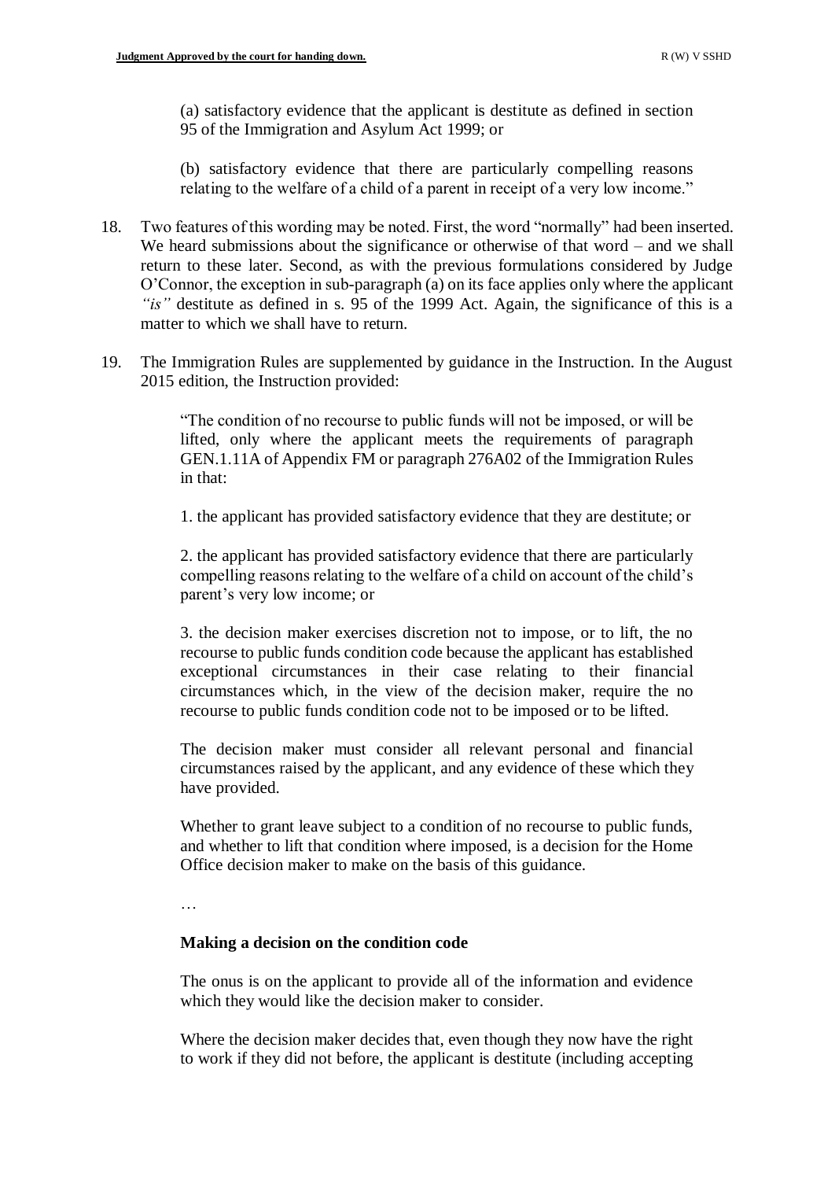> (a) satisfactory evidence that the applicant is destitute as defined in section 95 of the Immigration and Asylum Act 1999; or
>
> (b) satisfactory evidence that there are particularly compelling reasons relating to the welfare of a child of a parent in receipt of a very low income."

18. Two features of this wording may be noted. First, the word "normally" had been inserted. We heard submissions about the significance or otherwise of that word – and we shall return to these later. Second, as with the previous formulations considered by Judge O'Connor, the exception in sub-paragraph (a) on its face applies only where the applicant *"is"* destitute as defined in s. 95 of the 1999 Act. Again, the significance of this is a matter to which we shall have to return.

19. The Immigration Rules are supplemented by guidance in the Instruction. In the August 2015 edition, the Instruction provided:

> "The condition of no recourse to public funds will not be imposed, or will be lifted, only where the applicant meets the requirements of paragraph GEN.1.11A of Appendix FM or paragraph 276A02 of the Immigration Rules in that:
>
> 1. the applicant has provided satisfactory evidence that they are destitute; or
>
> 2. the applicant has provided satisfactory evidence that there are particularly compelling reasons relating to the welfare of a child on account of the child's parent's very low income; or
>
> 3. the decision maker exercises discretion not to impose, or to lift, the no recourse to public funds condition code because the applicant has established exceptional circumstances in their case relating to their financial circumstances which, in the view of the decision maker, require the no recourse to public funds condition code not to be imposed or to be lifted.
>
> The decision maker must consider all relevant personal and financial circumstances raised by the applicant, and any evidence of these which they have provided.
>
> Whether to grant leave subject to a condition of no recourse to public funds, and whether to lift that condition where imposed, is a decision for the Home Office decision maker to make on the basis of this guidance.
>
> …
>
> **Making a decision on the condition code**
>
> The onus is on the applicant to provide all of the information and evidence which they would like the decision maker to consider.
>
> Where the decision maker decides that, even though they now have the right to work if they did not before, the applicant is destitute (including accepting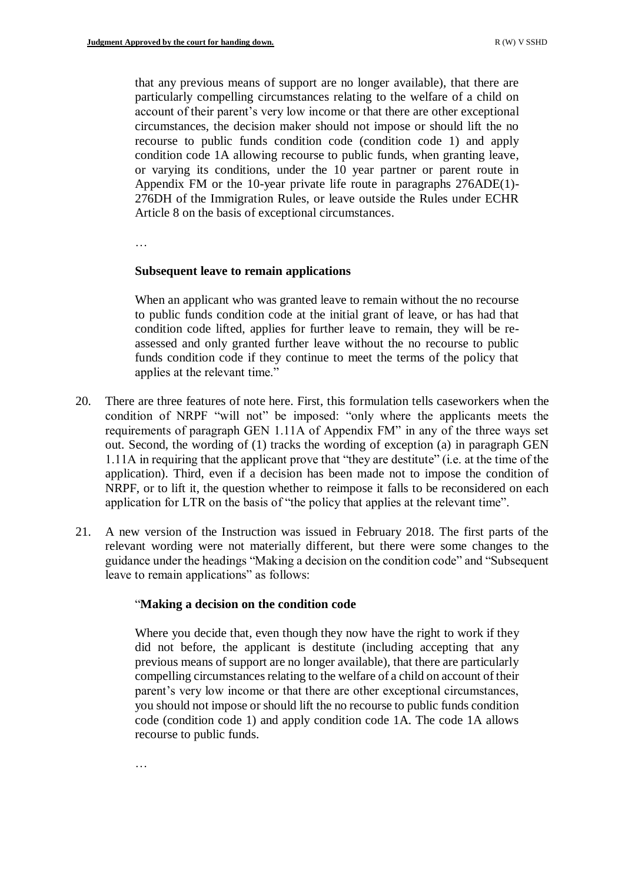> that any previous means of support are no longer available), that there are particularly compelling circumstances relating to the welfare of a child on account of their parent's very low income or that there are other exceptional circumstances, the decision maker should not impose or should lift the no recourse to public funds condition code (condition code 1) and apply condition code 1A allowing recourse to public funds, when granting leave, or varying its conditions, under the 10 year partner or parent route in Appendix FM or the 10-year private life route in paragraphs 276ADE(1)-276DH of the Immigration Rules, or leave outside the Rules under ECHR Article 8 on the basis of exceptional circumstances.
>
> …
>
> **Subsequent leave to remain applications**
>
> When an applicant who was granted leave to remain without the no recourse to public funds condition code at the initial grant of leave, or has had that condition code lifted, applies for further leave to remain, they will be re-assessed and only granted further leave without the no recourse to public funds condition code if they continue to meet the terms of the policy that applies at the relevant time."

20. There are three features of note here. First, this formulation tells caseworkers when the condition of NRPF "will not" be imposed: "only where the applicants meets the requirements of paragraph GEN 1.11A of Appendix FM" in any of the three ways set out. Second, the wording of (1) tracks the wording of exception (a) in paragraph GEN 1.11A in requiring that the applicant prove that "they are destitute" (i.e. at the time of the application). Third, even if a decision has been made not to impose the condition of NRPF, or to lift it, the question whether to reimpose it falls to be reconsidered on each application for LTR on the basis of "the policy that applies at the relevant time".

21. A new version of the Instruction was issued in February 2018. The first parts of the relevant wording were not materially different, but there were some changes to the guidance under the headings "Making a decision on the condition code" and "Subsequent leave to remain applications" as follows:

> "**Making a decision on the condition code**
>
> Where you decide that, even though they now have the right to work if they did not before, the applicant is destitute (including accepting that any previous means of support are no longer available), that there are particularly compelling circumstances relating to the welfare of a child on account of their parent's very low income or that there are other exceptional circumstances, you should not impose or should lift the no recourse to public funds condition code (condition code 1) and apply condition code 1A. The code 1A allows recourse to public funds.
>
> …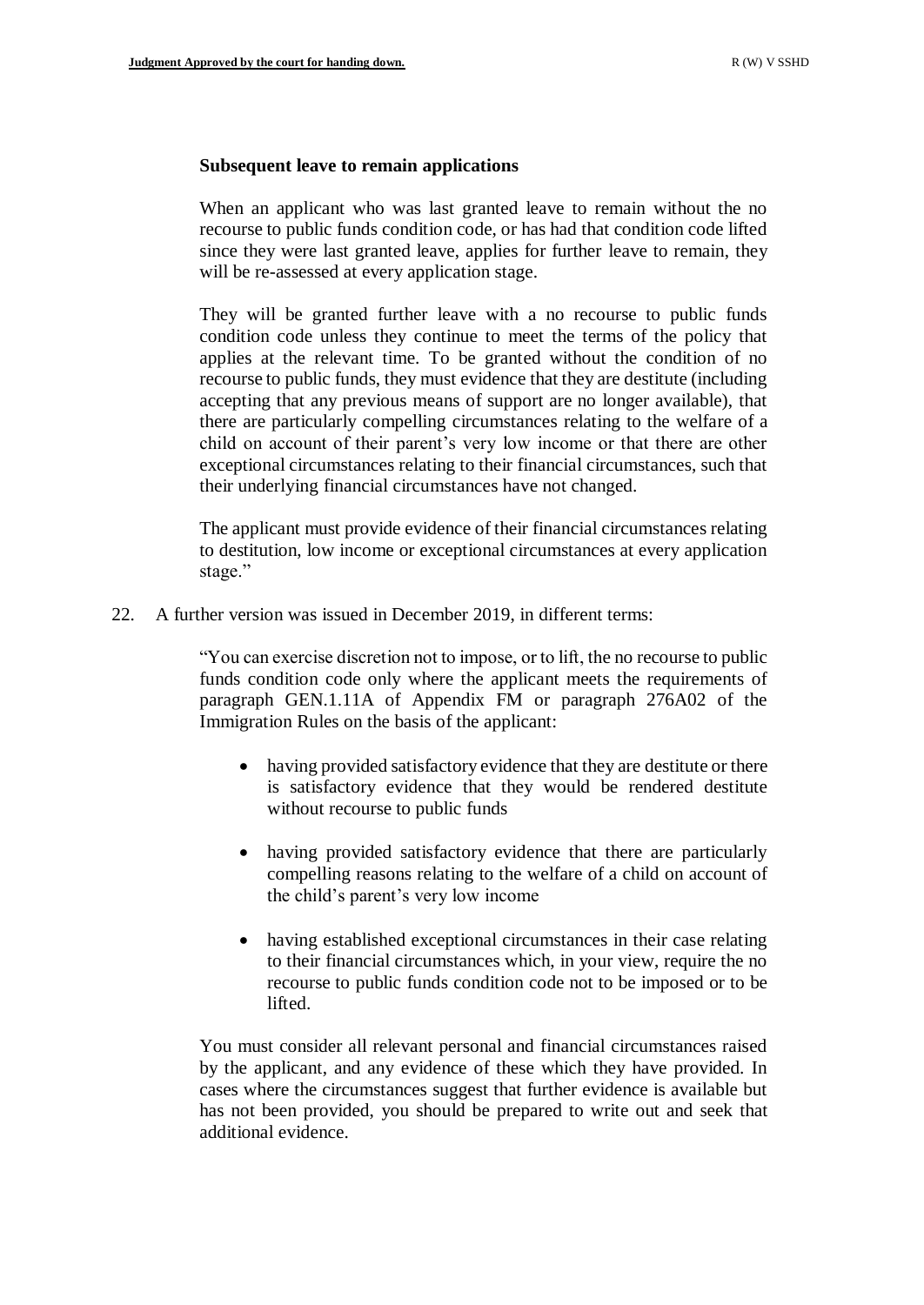**Subsequent leave to remain applications**

When an applicant who was last granted leave to remain without the no recourse to public funds condition code, or has had that condition code lifted since they were last granted leave, applies for further leave to remain, they will be re-assessed at every application stage.

They will be granted further leave with a no recourse to public funds condition code unless they continue to meet the terms of the policy that applies at the relevant time. To be granted without the condition of no recourse to public funds, they must evidence that they are destitute (including accepting that any previous means of support are no longer available), that there are particularly compelling circumstances relating to the welfare of a child on account of their parent's very low income or that there are other exceptional circumstances relating to their financial circumstances, such that their underlying financial circumstances have not changed.

The applicant must provide evidence of their financial circumstances relating to destitution, low income or exceptional circumstances at every application stage."

22. A further version was issued in December 2019, in different terms:

"You can exercise discretion not to impose, or to lift, the no recourse to public funds condition code only where the applicant meets the requirements of paragraph GEN.1.11A of Appendix FM or paragraph 276A02 of the Immigration Rules on the basis of the applicant:

- having provided satisfactory evidence that they are destitute or there is satisfactory evidence that they would be rendered destitute without recourse to public funds
- having provided satisfactory evidence that there are particularly compelling reasons relating to the welfare of a child on account of the child's parent's very low income
- having established exceptional circumstances in their case relating to their financial circumstances which, in your view, require the no recourse to public funds condition code not to be imposed or to be lifted.

You must consider all relevant personal and financial circumstances raised by the applicant, and any evidence of these which they have provided. In cases where the circumstances suggest that further evidence is available but has not been provided, you should be prepared to write out and seek that additional evidence.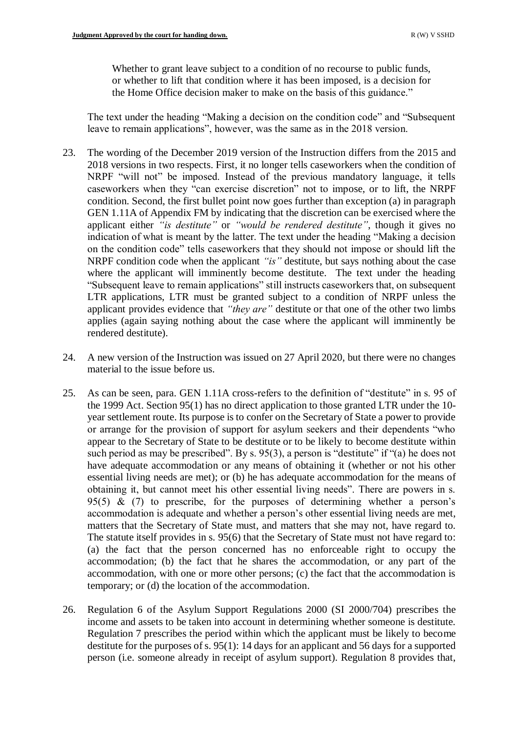Whether to grant leave subject to a condition of no recourse to public funds, or whether to lift that condition where it has been imposed, is a decision for the Home Office decision maker to make on the basis of this guidance."

The text under the heading "Making a decision on the condition code" and "Subsequent leave to remain applications", however, was the same as in the 2018 version.

23. The wording of the December 2019 version of the Instruction differs from the 2015 and 2018 versions in two respects. First, it no longer tells caseworkers when the condition of NRPF "will not" be imposed. Instead of the previous mandatory language, it tells caseworkers when they "can exercise discretion" not to impose, or to lift, the NRPF condition. Second, the first bullet point now goes further than exception (a) in paragraph GEN 1.11A of Appendix FM by indicating that the discretion can be exercised where the applicant either *"is destitute"* or *"would be rendered destitute"*, though it gives no indication of what is meant by the latter. The text under the heading "Making a decision on the condition code" tells caseworkers that they should not impose or should lift the NRPF condition code when the applicant *"is"* destitute, but says nothing about the case where the applicant will imminently become destitute. The text under the heading "Subsequent leave to remain applications" still instructs caseworkers that, on subsequent LTR applications, LTR must be granted subject to a condition of NRPF unless the applicant provides evidence that *"they are"* destitute or that one of the other two limbs applies (again saying nothing about the case where the applicant will imminently be rendered destitute).

24. A new version of the Instruction was issued on 27 April 2020, but there were no changes material to the issue before us.

25. As can be seen, para. GEN 1.11A cross-refers to the definition of "destitute" in s. 95 of the 1999 Act. Section 95(1) has no direct application to those granted LTR under the 10-year settlement route. Its purpose is to confer on the Secretary of State a power to provide or arrange for the provision of support for asylum seekers and their dependents "who appear to the Secretary of State to be destitute or to be likely to become destitute within such period as may be prescribed". By s. 95(3), a person is "destitute" if "(a) he does not have adequate accommodation or any means of obtaining it (whether or not his other essential living needs are met); or (b) he has adequate accommodation for the means of obtaining it, but cannot meet his other essential living needs". There are powers in s. 95(5) & (7) to prescribe, for the purposes of determining whether a person's accommodation is adequate and whether a person's other essential living needs are met, matters that the Secretary of State must, and matters that she may not, have regard to. The statute itself provides in s. 95(6) that the Secretary of State must not have regard to: (a) the fact that the person concerned has no enforceable right to occupy the accommodation; (b) the fact that he shares the accommodation, or any part of the accommodation, with one or more other persons; (c) the fact that the accommodation is temporary; or (d) the location of the accommodation.

26. Regulation 6 of the Asylum Support Regulations 2000 (SI 2000/704) prescribes the income and assets to be taken into account in determining whether someone is destitute. Regulation 7 prescribes the period within which the applicant must be likely to become destitute for the purposes of s. 95(1): 14 days for an applicant and 56 days for a supported person (i.e. someone already in receipt of asylum support). Regulation 8 provides that,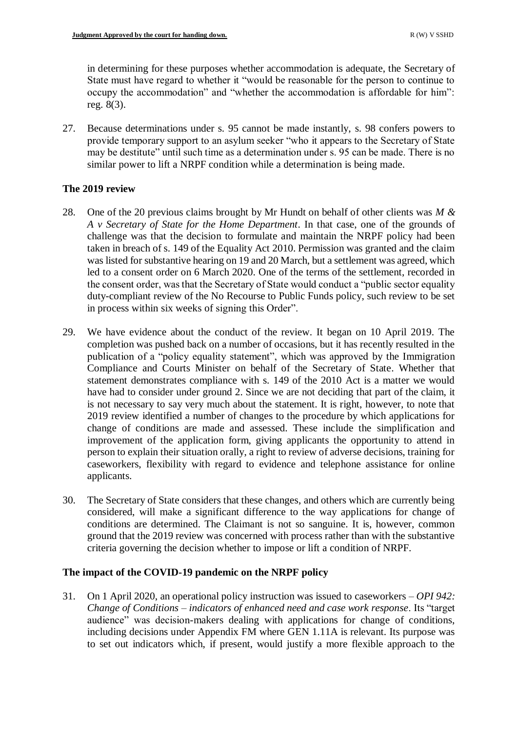in determining for these purposes whether accommodation is adequate, the Secretary of State must have regard to whether it "would be reasonable for the person to continue to occupy the accommodation" and "whether the accommodation is affordable for him": reg. 8(3).

27. Because determinations under s. 95 cannot be made instantly, s. 98 confers powers to provide temporary support to an asylum seeker "who it appears to the Secretary of State may be destitute" until such time as a determination under s. 95 can be made. There is no similar power to lift a NRPF condition while a determination is being made.

## The 2019 review

28. One of the 20 previous claims brought by Mr Hundt on behalf of other clients was *M & A v Secretary of State for the Home Department*. In that case, one of the grounds of challenge was that the decision to formulate and maintain the NRPF policy had been taken in breach of s. 149 of the Equality Act 2010. Permission was granted and the claim was listed for substantive hearing on 19 and 20 March, but a settlement was agreed, which led to a consent order on 6 March 2020. One of the terms of the settlement, recorded in the consent order, was that the Secretary of State would conduct a "public sector equality duty-compliant review of the No Recourse to Public Funds policy, such review to be set in process within six weeks of signing this Order".

29. We have evidence about the conduct of the review. It began on 10 April 2019. The completion was pushed back on a number of occasions, but it has recently resulted in the publication of a "policy equality statement", which was approved by the Immigration Compliance and Courts Minister on behalf of the Secretary of State. Whether that statement demonstrates compliance with s. 149 of the 2010 Act is a matter we would have had to consider under ground 2. Since we are not deciding that part of the claim, it is not necessary to say very much about the statement. It is right, however, to note that 2019 review identified a number of changes to the procedure by which applications for change of conditions are made and assessed. These include the simplification and improvement of the application form, giving applicants the opportunity to attend in person to explain their situation orally, a right to review of adverse decisions, training for caseworkers, flexibility with regard to evidence and telephone assistance for online applicants.

30. The Secretary of State considers that these changes, and others which are currently being considered, will make a significant difference to the way applications for change of conditions are determined. The Claimant is not so sanguine. It is, however, common ground that the 2019 review was concerned with process rather than with the substantive criteria governing the decision whether to impose or lift a condition of NRPF.

## The impact of the COVID-19 pandemic on the NRPF policy

31. On 1 April 2020, an operational policy instruction was issued to caseworkers – *OPI 942: Change of Conditions – indicators of enhanced need and case work response*. Its "target audience" was decision-makers dealing with applications for change of conditions, including decisions under Appendix FM where GEN 1.11A is relevant. Its purpose was to set out indicators which, if present, would justify a more flexible approach to the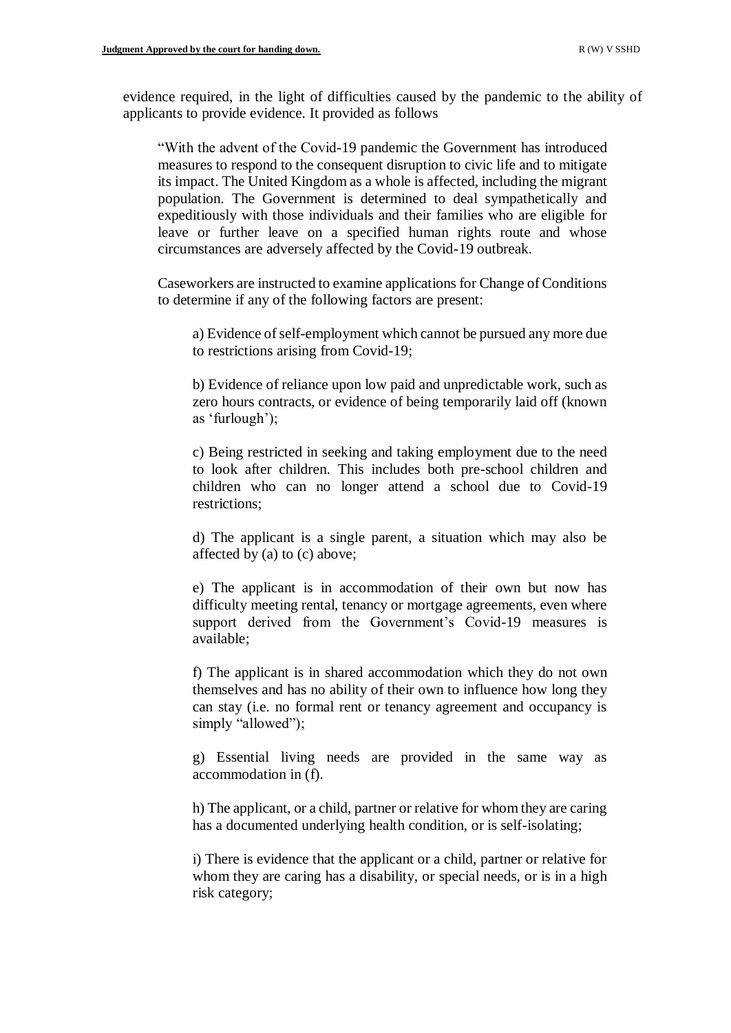evidence required, in the light of difficulties caused by the pandemic to the ability of applicants to provide evidence. It provided as follows

> "With the advent of the Covid-19 pandemic the Government has introduced measures to respond to the consequent disruption to civic life and to mitigate its impact. The United Kingdom as a whole is affected, including the migrant population. The Government is determined to deal sympathetically and expeditiously with those individuals and their families who are eligible for leave or further leave on a specified human rights route and whose circumstances are adversely affected by the Covid-19 outbreak.
>
> Caseworkers are instructed to examine applications for Change of Conditions to determine if any of the following factors are present:
>
> > a) Evidence of self-employment which cannot be pursued any more due to restrictions arising from Covid-19;
> >
> > b) Evidence of reliance upon low paid and unpredictable work, such as zero hours contracts, or evidence of being temporarily laid off (known as 'furlough');
> >
> > c) Being restricted in seeking and taking employment due to the need to look after children. This includes both pre-school children and children who can no longer attend a school due to Covid-19 restrictions;
> >
> > d) The applicant is a single parent, a situation which may also be affected by (a) to (c) above;
> >
> > e) The applicant is in accommodation of their own but now has difficulty meeting rental, tenancy or mortgage agreements, even where support derived from the Government's Covid-19 measures is available;
> >
> > f) The applicant is in shared accommodation which they do not own themselves and has no ability of their own to influence how long they can stay (i.e. no formal rent or tenancy agreement and occupancy is simply "allowed");
> >
> > g) Essential living needs are provided in the same way as accommodation in (f).
> >
> > h) The applicant, or a child, partner or relative for whom they are caring has a documented underlying health condition, or is self-isolating;
> >
> > i) There is evidence that the applicant or a child, partner or relative for whom they are caring has a disability, or special needs, or is in a high risk category;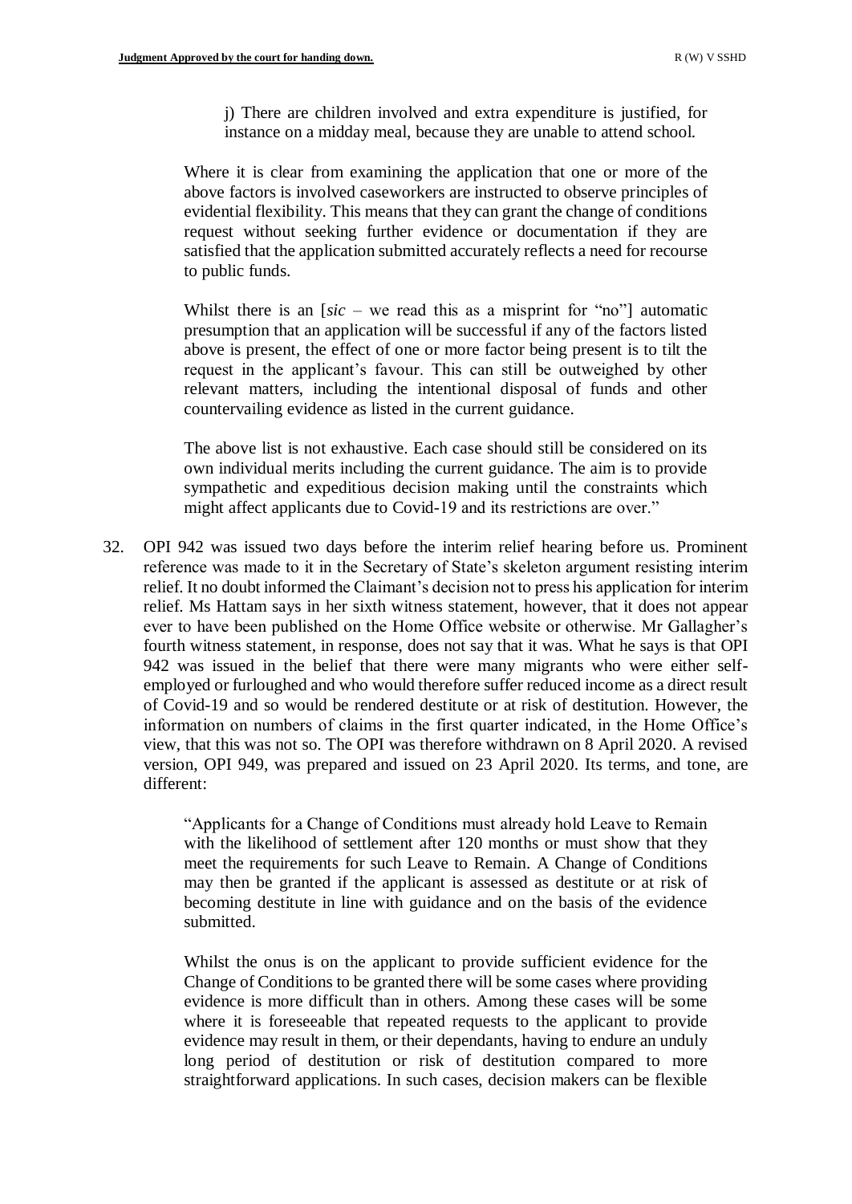> j) There are children involved and extra expenditure is justified, for instance on a midday meal, because they are unable to attend school.
>
> Where it is clear from examining the application that one or more of the above factors is involved caseworkers are instructed to observe principles of evidential flexibility. This means that they can grant the change of conditions request without seeking further evidence or documentation if they are satisfied that the application submitted accurately reflects a need for recourse to public funds.
>
> Whilst there is an [*sic* – we read this as a misprint for "no"] automatic presumption that an application will be successful if any of the factors listed above is present, the effect of one or more factor being present is to tilt the request in the applicant's favour. This can still be outweighed by other relevant matters, including the intentional disposal of funds and other countervailing evidence as listed in the current guidance.
>
> The above list is not exhaustive. Each case should still be considered on its own individual merits including the current guidance. The aim is to provide sympathetic and expeditious decision making until the constraints which might affect applicants due to Covid-19 and its restrictions are over."

32. OPI 942 was issued two days before the interim relief hearing before us. Prominent reference was made to it in the Secretary of State's skeleton argument resisting interim relief. It no doubt informed the Claimant's decision not to press his application for interim relief. Ms Hattam says in her sixth witness statement, however, that it does not appear ever to have been published on the Home Office website or otherwise. Mr Gallagher's fourth witness statement, in response, does not say that it was. What he says is that OPI 942 was issued in the belief that there were many migrants who were either self-employed or furloughed and who would therefore suffer reduced income as a direct result of Covid-19 and so would be rendered destitute or at risk of destitution. However, the information on numbers of claims in the first quarter indicated, in the Home Office's view, that this was not so. The OPI was therefore withdrawn on 8 April 2020. A revised version, OPI 949, was prepared and issued on 23 April 2020. Its terms, and tone, are different:

> "Applicants for a Change of Conditions must already hold Leave to Remain with the likelihood of settlement after 120 months or must show that they meet the requirements for such Leave to Remain. A Change of Conditions may then be granted if the applicant is assessed as destitute or at risk of becoming destitute in line with guidance and on the basis of the evidence submitted.
>
> Whilst the onus is on the applicant to provide sufficient evidence for the Change of Conditions to be granted there will be some cases where providing evidence is more difficult than in others. Among these cases will be some where it is foreseeable that repeated requests to the applicant to provide evidence may result in them, or their dependants, having to endure an unduly long period of destitution or risk of destitution compared to more straightforward applications. In such cases, decision makers can be flexible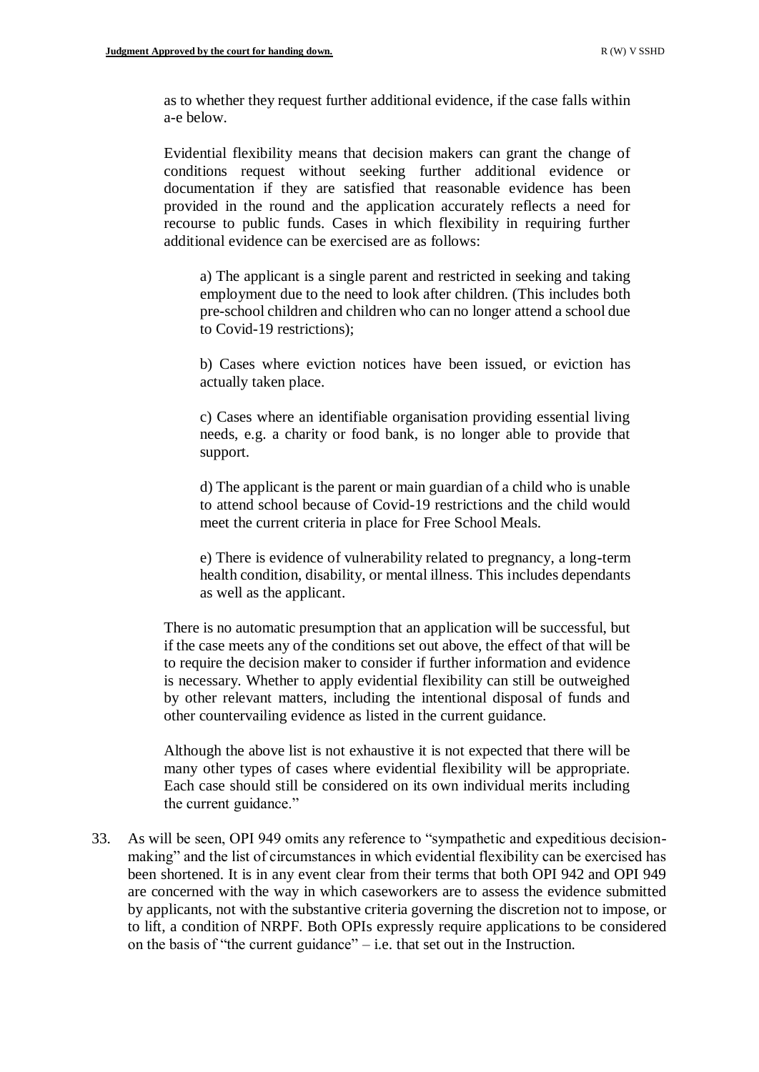> as to whether they request further additional evidence, if the case falls within a-e below.
>
> Evidential flexibility means that decision makers can grant the change of conditions request without seeking further additional evidence or documentation if they are satisfied that reasonable evidence has been provided in the round and the application accurately reflects a need for recourse to public funds. Cases in which flexibility in requiring further additional evidence can be exercised are as follows:
>
> > a) The applicant is a single parent and restricted in seeking and taking employment due to the need to look after children. (This includes both pre-school children and children who can no longer attend a school due to Covid-19 restrictions);
> >
> > b) Cases where eviction notices have been issued, or eviction has actually taken place.
> >
> > c) Cases where an identifiable organisation providing essential living needs, e.g. a charity or food bank, is no longer able to provide that support.
> >
> > d) The applicant is the parent or main guardian of a child who is unable to attend school because of Covid-19 restrictions and the child would meet the current criteria in place for Free School Meals.
> >
> > e) There is evidence of vulnerability related to pregnancy, a long-term health condition, disability, or mental illness. This includes dependants as well as the applicant.
>
> There is no automatic presumption that an application will be successful, but if the case meets any of the conditions set out above, the effect of that will be to require the decision maker to consider if further information and evidence is necessary. Whether to apply evidential flexibility can still be outweighed by other relevant matters, including the intentional disposal of funds and other countervailing evidence as listed in the current guidance.
>
> Although the above list is not exhaustive it is not expected that there will be many other types of cases where evidential flexibility will be appropriate. Each case should still be considered on its own individual merits including the current guidance."

33. As will be seen, OPI 949 omits any reference to "sympathetic and expeditious decision-making" and the list of circumstances in which evidential flexibility can be exercised has been shortened. It is in any event clear from their terms that both OPI 942 and OPI 949 are concerned with the way in which caseworkers are to assess the evidence submitted by applicants, not with the substantive criteria governing the discretion not to impose, or to lift, a condition of NRPF. Both OPIs expressly require applications to be considered on the basis of "the current guidance" – i.e. that set out in the Instruction.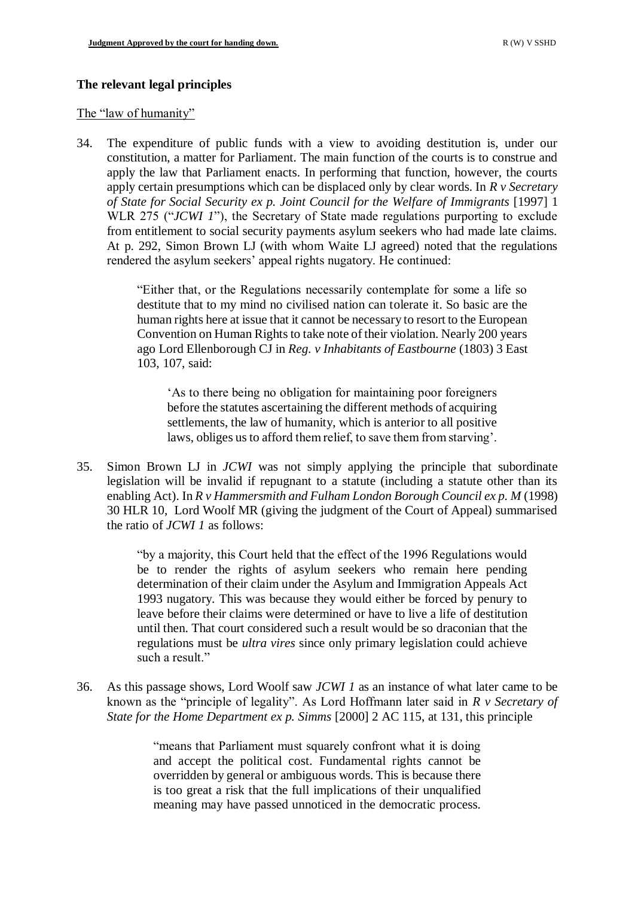## The relevant legal principles

The "law of humanity"

34. The expenditure of public funds with a view to avoiding destitution is, under our constitution, a matter for Parliament. The main function of the courts is to construe and apply the law that Parliament enacts. In performing that function, however, the courts apply certain presumptions which can be displaced only by clear words. In *R v Secretary of State for Social Security ex p. Joint Council for the Welfare of Immigrants* [1997] 1 WLR 275 ("*JCWI 1*"), the Secretary of State made regulations purporting to exclude from entitlement to social security payments asylum seekers who had made late claims. At p. 292, Simon Brown LJ (with whom Waite LJ agreed) noted that the regulations rendered the asylum seekers' appeal rights nugatory. He continued:

   > "Either that, or the Regulations necessarily contemplate for some a life so destitute that to my mind no civilised nation can tolerate it. So basic are the human rights here at issue that it cannot be necessary to resort to the European Convention on Human Rights to take note of their violation. Nearly 200 years ago Lord Ellenborough CJ in *Reg. v Inhabitants of Eastbourne* (1803) 3 East 103, 107, said:
   >
   > > 'As to there being no obligation for maintaining poor foreigners before the statutes ascertaining the different methods of acquiring settlements, the law of humanity, which is anterior to all positive laws, obliges us to afford them relief, to save them from starving'.

35. Simon Brown LJ in *JCWI* was not simply applying the principle that subordinate legislation will be invalid if repugnant to a statute (including a statute other than its enabling Act). In *R v Hammersmith and Fulham London Borough Council ex p. M* (1998) 30 HLR 10, Lord Woolf MR (giving the judgment of the Court of Appeal) summarised the ratio of *JCWI 1* as follows:

   > "by a majority, this Court held that the effect of the 1996 Regulations would be to render the rights of asylum seekers who remain here pending determination of their claim under the Asylum and Immigration Appeals Act 1993 nugatory. This was because they would either be forced by penury to leave before their claims were determined or have to live a life of destitution until then. That court considered such a result would be so draconian that the regulations must be *ultra vires* since only primary legislation could achieve such a result."

36. As this passage shows, Lord Woolf saw *JCWI 1* as an instance of what later came to be known as the "principle of legality". As Lord Hoffmann later said in *R v Secretary of State for the Home Department ex p. Simms* [2000] 2 AC 115, at 131, this principle

   > "means that Parliament must squarely confront what it is doing and accept the political cost. Fundamental rights cannot be overridden by general or ambiguous words. This is because there is too great a risk that the full implications of their unqualified meaning may have passed unnoticed in the democratic process.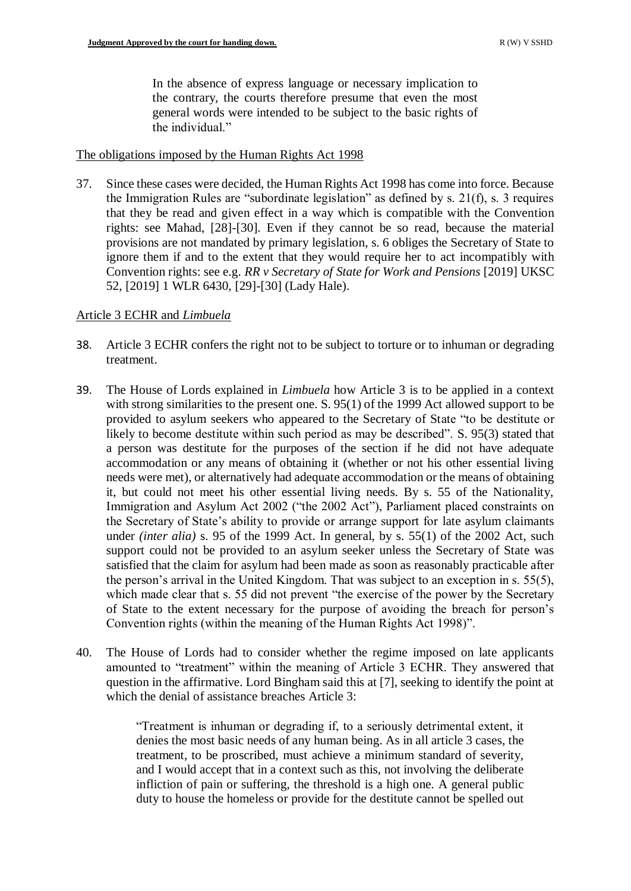> In the absence of express language or necessary implication to the contrary, the courts therefore presume that even the most general words were intended to be subject to the basic rights of the individual."

The obligations imposed by the Human Rights Act 1998

37. Since these cases were decided, the Human Rights Act 1998 has come into force. Because the Immigration Rules are "subordinate legislation" as defined by s. 21(f), s. 3 requires that they be read and given effect in a way which is compatible with the Convention rights: see Mahad, [28]-[30]. Even if they cannot be so read, because the material provisions are not mandated by primary legislation, s. 6 obliges the Secretary of State to ignore them if and to the extent that they would require her to act incompatibly with Convention rights: see e.g. *RR v Secretary of State for Work and Pensions* [2019] UKSC 52, [2019] 1 WLR 6430, [29]-[30] (Lady Hale).

Article 3 ECHR and *Limbuela*

38. Article 3 ECHR confers the right not to be subject to torture or to inhuman or degrading treatment.

39. The House of Lords explained in *Limbuela* how Article 3 is to be applied in a context with strong similarities to the present one. S. 95(1) of the 1999 Act allowed support to be provided to asylum seekers who appeared to the Secretary of State "to be destitute or likely to become destitute within such period as may be described". S. 95(3) stated that a person was destitute for the purposes of the section if he did not have adequate accommodation or any means of obtaining it (whether or not his other essential living needs were met), or alternatively had adequate accommodation or the means of obtaining it, but could not meet his other essential living needs. By s. 55 of the Nationality, Immigration and Asylum Act 2002 ("the 2002 Act"), Parliament placed constraints on the Secretary of State's ability to provide or arrange support for late asylum claimants under *(inter alia)* s. 95 of the 1999 Act. In general, by s. 55(1) of the 2002 Act, such support could not be provided to an asylum seeker unless the Secretary of State was satisfied that the claim for asylum had been made as soon as reasonably practicable after the person's arrival in the United Kingdom. That was subject to an exception in s. 55(5), which made clear that s. 55 did not prevent "the exercise of the power by the Secretary of State to the extent necessary for the purpose of avoiding the breach for person's Convention rights (within the meaning of the Human Rights Act 1998)".

40. The House of Lords had to consider whether the regime imposed on late applicants amounted to "treatment" within the meaning of Article 3 ECHR. They answered that question in the affirmative. Lord Bingham said this at [7], seeking to identify the point at which the denial of assistance breaches Article 3:

> "Treatment is inhuman or degrading if, to a seriously detrimental extent, it denies the most basic needs of any human being. As in all article 3 cases, the treatment, to be proscribed, must achieve a minimum standard of severity, and I would accept that in a context such as this, not involving the deliberate infliction of pain or suffering, the threshold is a high one. A general public duty to house the homeless or provide for the destitute cannot be spelled out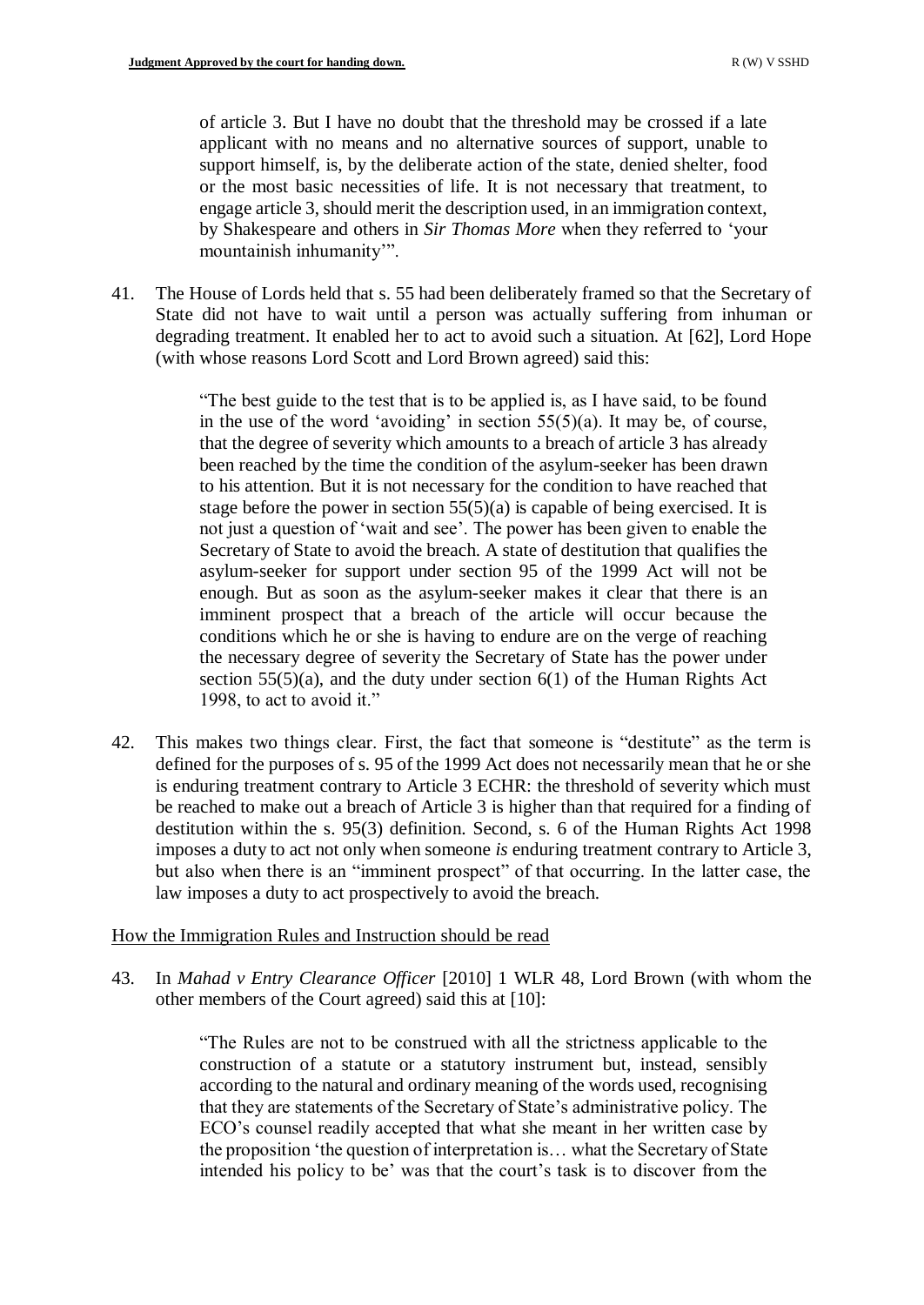> of article 3. But I have no doubt that the threshold may be crossed if a late applicant with no means and no alternative sources of support, unable to support himself, is, by the deliberate action of the state, denied shelter, food or the most basic necessities of life. It is not necessary that treatment, to engage article 3, should merit the description used, in an immigration context, by Shakespeare and others in *Sir Thomas More* when they referred to 'your mountainish inhumanity'".

41. The House of Lords held that s. 55 had been deliberately framed so that the Secretary of State did not have to wait until a person was actually suffering from inhuman or degrading treatment. It enabled her to act to avoid such a situation. At [62], Lord Hope (with whose reasons Lord Scott and Lord Brown agreed) said this:

> "The best guide to the test that is to be applied is, as I have said, to be found in the use of the word 'avoiding' in section 55(5)(a). It may be, of course, that the degree of severity which amounts to a breach of article 3 has already been reached by the time the condition of the asylum-seeker has been drawn to his attention. But it is not necessary for the condition to have reached that stage before the power in section 55(5)(a) is capable of being exercised. It is not just a question of 'wait and see'. The power has been given to enable the Secretary of State to avoid the breach. A state of destitution that qualifies the asylum-seeker for support under section 95 of the 1999 Act will not be enough. But as soon as the asylum-seeker makes it clear that there is an imminent prospect that a breach of the article will occur because the conditions which he or she is having to endure are on the verge of reaching the necessary degree of severity the Secretary of State has the power under section 55(5)(a), and the duty under section 6(1) of the Human Rights Act 1998, to act to avoid it."

42. This makes two things clear. First, the fact that someone is "destitute" as the term is defined for the purposes of s. 95 of the 1999 Act does not necessarily mean that he or she is enduring treatment contrary to Article 3 ECHR: the threshold of severity which must be reached to make out a breach of Article 3 is higher than that required for a finding of destitution within the s. 95(3) definition. Second, s. 6 of the Human Rights Act 1998 imposes a duty to act not only when someone *is* enduring treatment contrary to Article 3, but also when there is an "imminent prospect" of that occurring. In the latter case, the law imposes a duty to act prospectively to avoid the breach.

How the Immigration Rules and Instruction should be read

43. In *Mahad v Entry Clearance Officer* [2010] 1 WLR 48, Lord Brown (with whom the other members of the Court agreed) said this at [10]:

> "The Rules are not to be construed with all the strictness applicable to the construction of a statute or a statutory instrument but, instead, sensibly according to the natural and ordinary meaning of the words used, recognising that they are statements of the Secretary of State's administrative policy. The ECO's counsel readily accepted that what she meant in her written case by the proposition 'the question of interpretation is… what the Secretary of State intended his policy to be' was that the court's task is to discover from the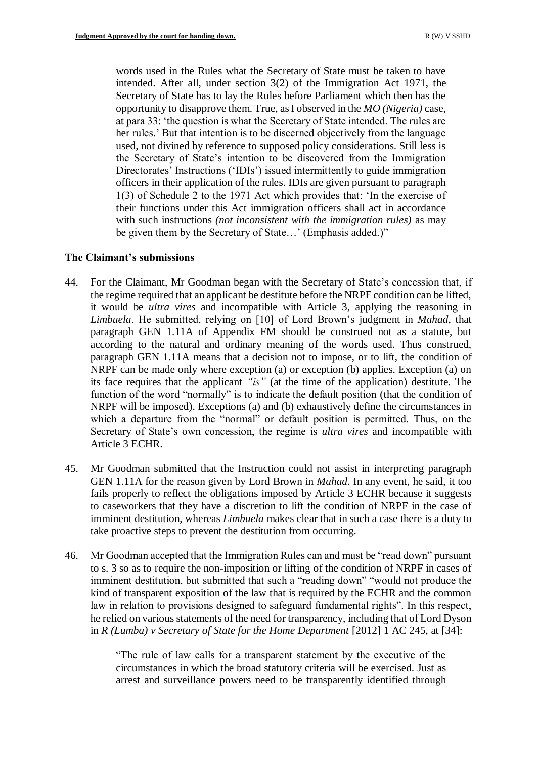words used in the Rules what the Secretary of State must be taken to have intended. After all, under section 3(2) of the Immigration Act 1971, the Secretary of State has to lay the Rules before Parliament which then has the opportunity to disapprove them. True, as I observed in the *MO (Nigeria)* case, at para 33: 'the question is what the Secretary of State intended. The rules are her rules.' But that intention is to be discerned objectively from the language used, not divined by reference to supposed policy considerations. Still less is the Secretary of State's intention to be discovered from the Immigration Directorates' Instructions ('IDIs') issued intermittently to guide immigration officers in their application of the rules. IDIs are given pursuant to paragraph 1(3) of Schedule 2 to the 1971 Act which provides that: 'In the exercise of their functions under this Act immigration officers shall act in accordance with such instructions *(not inconsistent with the immigration rules)* as may be given them by the Secretary of State…' (Emphasis added.)"

**The Claimant's submissions**

44. For the Claimant, Mr Goodman began with the Secretary of State's concession that, if the regime required that an applicant be destitute before the NRPF condition can be lifted, it would be *ultra vires* and incompatible with Article 3, applying the reasoning in *Limbuela*. He submitted, relying on [10] of Lord Brown's judgment in *Mahad*, that paragraph GEN 1.11A of Appendix FM should be construed not as a statute, but according to the natural and ordinary meaning of the words used. Thus construed, paragraph GEN 1.11A means that a decision not to impose, or to lift, the condition of NRPF can be made only where exception (a) or exception (b) applies. Exception (a) on its face requires that the applicant *"is"* (at the time of the application) destitute. The function of the word "normally" is to indicate the default position (that the condition of NRPF will be imposed). Exceptions (a) and (b) exhaustively define the circumstances in which a departure from the "normal" or default position is permitted. Thus, on the Secretary of State's own concession, the regime is *ultra vires* and incompatible with Article 3 ECHR.

45. Mr Goodman submitted that the Instruction could not assist in interpreting paragraph GEN 1.11A for the reason given by Lord Brown in *Mahad*. In any event, he said, it too fails properly to reflect the obligations imposed by Article 3 ECHR because it suggests to caseworkers that they have a discretion to lift the condition of NRPF in the case of imminent destitution, whereas *Limbuela* makes clear that in such a case there is a duty to take proactive steps to prevent the destitution from occurring.

46. Mr Goodman accepted that the Immigration Rules can and must be "read down" pursuant to s. 3 so as to require the non-imposition or lifting of the condition of NRPF in cases of imminent destitution, but submitted that such a "reading down" "would not produce the kind of transparent exposition of the law that is required by the ECHR and the common law in relation to provisions designed to safeguard fundamental rights". In this respect, he relied on various statements of the need for transparency, including that of Lord Dyson in *R (Lumba) v Secretary of State for the Home Department* [2012] 1 AC 245, at [34]:

> "The rule of law calls for a transparent statement by the executive of the circumstances in which the broad statutory criteria will be exercised. Just as arrest and surveillance powers need to be transparently identified through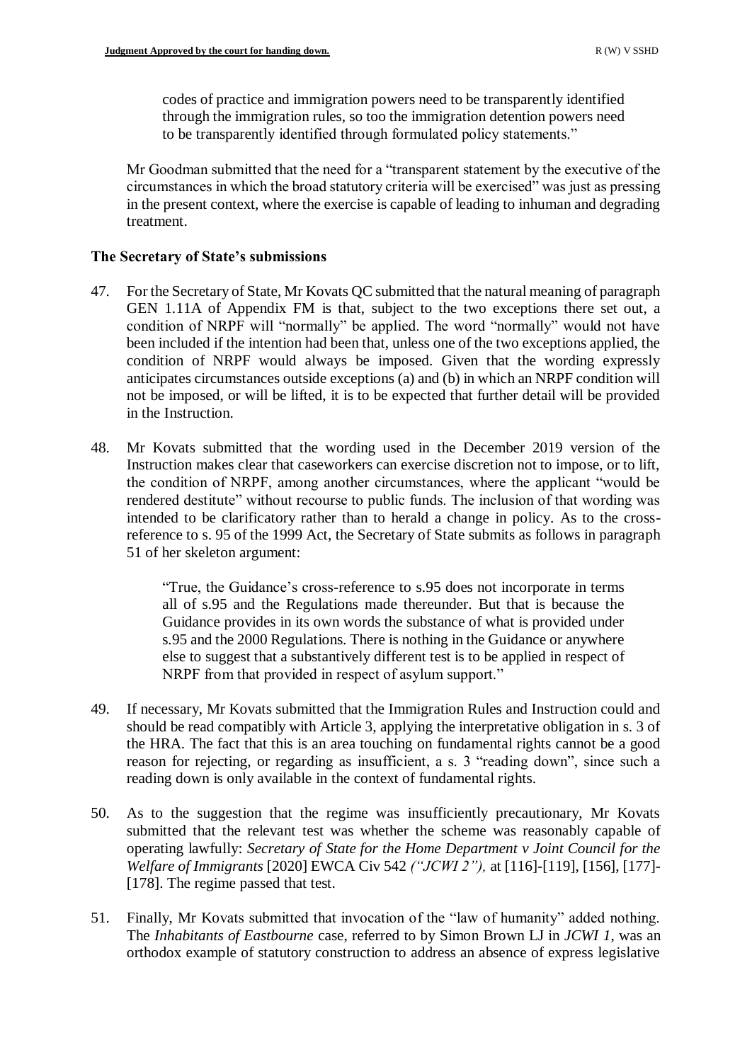> codes of practice and immigration powers need to be transparently identified through the immigration rules, so too the immigration detention powers need to be transparently identified through formulated policy statements."

Mr Goodman submitted that the need for a "transparent statement by the executive of the circumstances in which the broad statutory criteria will be exercised" was just as pressing in the present context, where the exercise is capable of leading to inhuman and degrading treatment.

### The Secretary of State's submissions

47. For the Secretary of State, Mr Kovats QC submitted that the natural meaning of paragraph GEN 1.11A of Appendix FM is that, subject to the two exceptions there set out, a condition of NRPF will "normally" be applied. The word "normally" would not have been included if the intention had been that, unless one of the two exceptions applied, the condition of NRPF would always be imposed. Given that the wording expressly anticipates circumstances outside exceptions (a) and (b) in which an NRPF condition will not be imposed, or will be lifted, it is to be expected that further detail will be provided in the Instruction.

48. Mr Kovats submitted that the wording used in the December 2019 version of the Instruction makes clear that caseworkers can exercise discretion not to impose, or to lift, the condition of NRPF, among another circumstances, where the applicant "would be rendered destitute" without recourse to public funds. The inclusion of that wording was intended to be clarificatory rather than to herald a change in policy. As to the cross-reference to s. 95 of the 1999 Act, the Secretary of State submits as follows in paragraph 51 of her skeleton argument:

> "True, the Guidance's cross-reference to s.95 does not incorporate in terms all of s.95 and the Regulations made thereunder. But that is because the Guidance provides in its own words the substance of what is provided under s.95 and the 2000 Regulations. There is nothing in the Guidance or anywhere else to suggest that a substantively different test is to be applied in respect of NRPF from that provided in respect of asylum support."

49. If necessary, Mr Kovats submitted that the Immigration Rules and Instruction could and should be read compatibly with Article 3, applying the interpretative obligation in s. 3 of the HRA. The fact that this is an area touching on fundamental rights cannot be a good reason for rejecting, or regarding as insufficient, a s. 3 "reading down", since such a reading down is only available in the context of fundamental rights.

50. As to the suggestion that the regime was insufficiently precautionary, Mr Kovats submitted that the relevant test was whether the scheme was reasonably capable of operating lawfully: *Secretary of State for the Home Department v Joint Council for the Welfare of Immigrants* [2020] EWCA Civ 542 *("JCWI 2"),* at [116]-[119], [156], [177]-[178]. The regime passed that test.

51. Finally, Mr Kovats submitted that invocation of the "law of humanity" added nothing. The *Inhabitants of Eastbourne* case, referred to by Simon Brown LJ in *JCWI 1,* was an orthodox example of statutory construction to address an absence of express legislative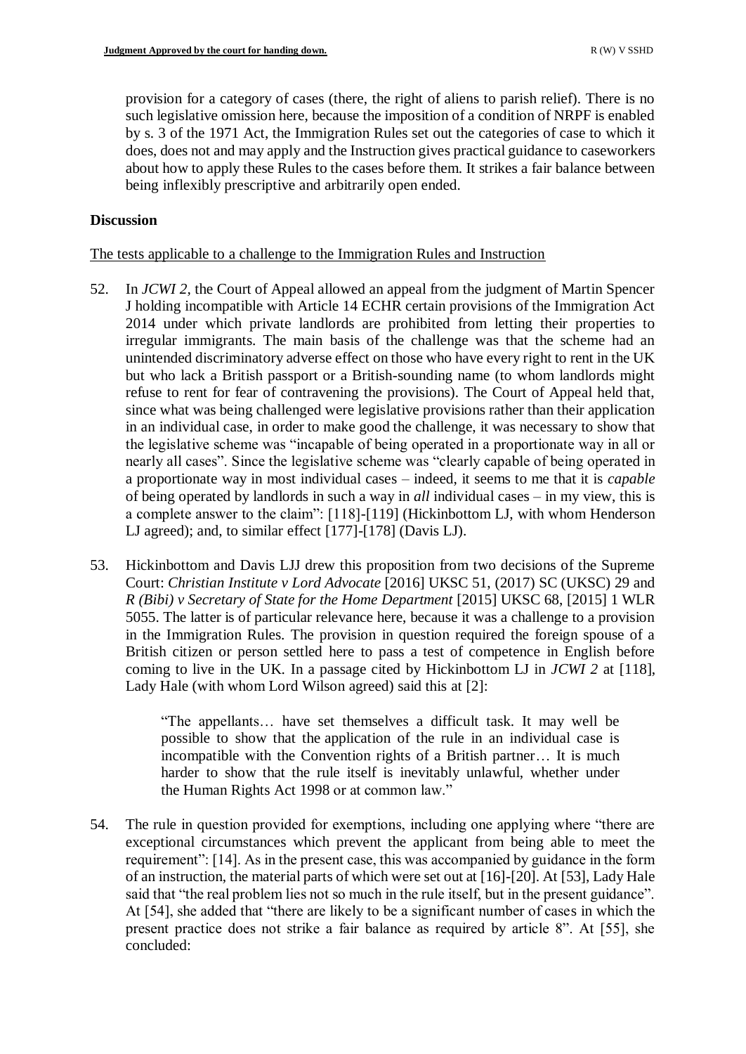provision for a category of cases (there, the right of aliens to parish relief). There is no such legislative omission here, because the imposition of a condition of NRPF is enabled by s. 3 of the 1971 Act, the Immigration Rules set out the categories of case to which it does, does not and may apply and the Instruction gives practical guidance to caseworkers about how to apply these Rules to the cases before them. It strikes a fair balance between being inflexibly prescriptive and arbitrarily open ended.

## Discussion

The tests applicable to a challenge to the Immigration Rules and Instruction

52. In *JCWI 2*, the Court of Appeal allowed an appeal from the judgment of Martin Spencer J holding incompatible with Article 14 ECHR certain provisions of the Immigration Act 2014 under which private landlords are prohibited from letting their properties to irregular immigrants. The main basis of the challenge was that the scheme had an unintended discriminatory adverse effect on those who have every right to rent in the UK but who lack a British passport or a British-sounding name (to whom landlords might refuse to rent for fear of contravening the provisions). The Court of Appeal held that, since what was being challenged were legislative provisions rather than their application in an individual case, in order to make good the challenge, it was necessary to show that the legislative scheme was "incapable of being operated in a proportionate way in all or nearly all cases". Since the legislative scheme was "clearly capable of being operated in a proportionate way in most individual cases – indeed, it seems to me that it is *capable* of being operated by landlords in such a way in *all* individual cases – in my view, this is a complete answer to the claim": [118]-[119] (Hickinbottom LJ, with whom Henderson LJ agreed); and, to similar effect [177]-[178] (Davis LJ).

53. Hickinbottom and Davis LJJ drew this proposition from two decisions of the Supreme Court: *Christian Institute v Lord Advocate* [2016] UKSC 51, (2017) SC (UKSC) 29 and *R (Bibi) v Secretary of State for the Home Department* [2015] UKSC 68, [2015] 1 WLR 5055. The latter is of particular relevance here, because it was a challenge to a provision in the Immigration Rules. The provision in question required the foreign spouse of a British citizen or person settled here to pass a test of competence in English before coming to live in the UK. In a passage cited by Hickinbottom LJ in *JCWI 2* at [118], Lady Hale (with whom Lord Wilson agreed) said this at [2]:

> "The appellants… have set themselves a difficult task. It may well be possible to show that the application of the rule in an individual case is incompatible with the Convention rights of a British partner… It is much harder to show that the rule itself is inevitably unlawful, whether under the Human Rights Act 1998 or at common law."

54. The rule in question provided for exemptions, including one applying where "there are exceptional circumstances which prevent the applicant from being able to meet the requirement": [14]. As in the present case, this was accompanied by guidance in the form of an instruction, the material parts of which were set out at [16]-[20]. At [53], Lady Hale said that "the real problem lies not so much in the rule itself, but in the present guidance". At [54], she added that "there are likely to be a significant number of cases in which the present practice does not strike a fair balance as required by article 8". At [55], she concluded: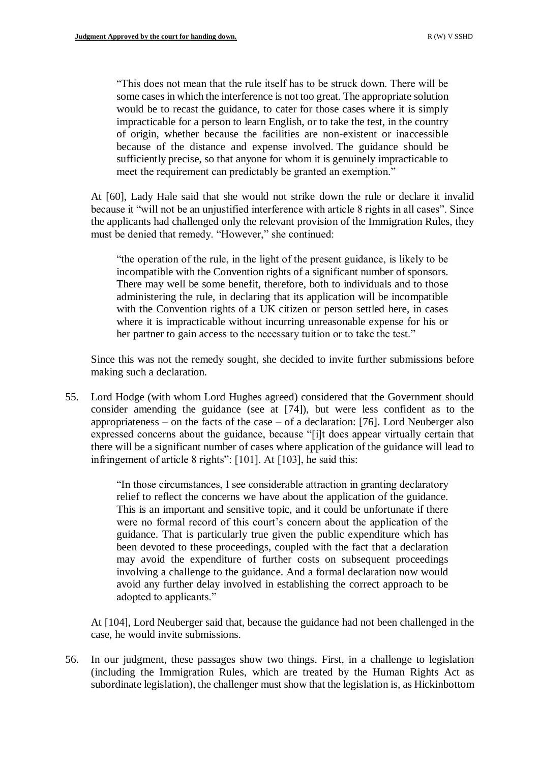> "This does not mean that the rule itself has to be struck down. There will be some cases in which the interference is not too great. The appropriate solution would be to recast the guidance, to cater for those cases where it is simply impracticable for a person to learn English, or to take the test, in the country of origin, whether because the facilities are non-existent or inaccessible because of the distance and expense involved. The guidance should be sufficiently precise, so that anyone for whom it is genuinely impracticable to meet the requirement can predictably be granted an exemption."

At [60], Lady Hale said that she would not strike down the rule or declare it invalid because it "will not be an unjustified interference with article 8 rights in all cases". Since the applicants had challenged only the relevant provision of the Immigration Rules, they must be denied that remedy. "However," she continued:

> "the operation of the rule, in the light of the present guidance, is likely to be incompatible with the Convention rights of a significant number of sponsors. There may well be some benefit, therefore, both to individuals and to those administering the rule, in declaring that its application will be incompatible with the Convention rights of a UK citizen or person settled here, in cases where it is impracticable without incurring unreasonable expense for his or her partner to gain access to the necessary tuition or to take the test."

Since this was not the remedy sought, she decided to invite further submissions before making such a declaration.

55. Lord Hodge (with whom Lord Hughes agreed) considered that the Government should consider amending the guidance (see at [74]), but were less confident as to the appropriateness – on the facts of the case – of a declaration: [76]. Lord Neuberger also expressed concerns about the guidance, because "[i]t does appear virtually certain that there will be a significant number of cases where application of the guidance will lead to infringement of article 8 rights": [101]. At [103], he said this:

> "In those circumstances, I see considerable attraction in granting declaratory relief to reflect the concerns we have about the application of the guidance. This is an important and sensitive topic, and it could be unfortunate if there were no formal record of this court's concern about the application of the guidance. That is particularly true given the public expenditure which has been devoted to these proceedings, coupled with the fact that a declaration may avoid the expenditure of further costs on subsequent proceedings involving a challenge to the guidance. And a formal declaration now would avoid any further delay involved in establishing the correct approach to be adopted to applicants."

At [104], Lord Neuberger said that, because the guidance had not been challenged in the case, he would invite submissions.

56. In our judgment, these passages show two things. First, in a challenge to legislation (including the Immigration Rules, which are treated by the Human Rights Act as subordinate legislation), the challenger must show that the legislation is, as Hickinbottom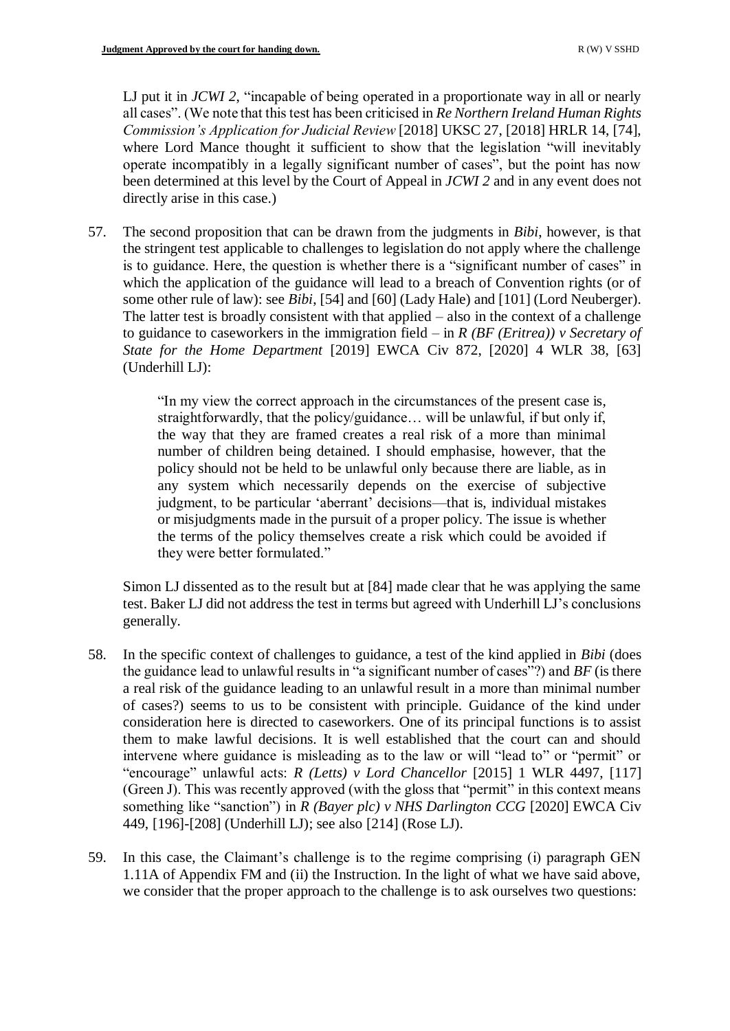LJ put it in *JCWI 2*, "incapable of being operated in a proportionate way in all or nearly all cases". (We note that this test has been criticised in *Re Northern Ireland Human Rights Commission's Application for Judicial Review* [2018] UKSC 27, [2018] HRLR 14, [74], where Lord Mance thought it sufficient to show that the legislation "will inevitably operate incompatibly in a legally significant number of cases", but the point has now been determined at this level by the Court of Appeal in *JCWI 2* and in any event does not directly arise in this case.)

57. The second proposition that can be drawn from the judgments in *Bibi*, however, is that the stringent test applicable to challenges to legislation do not apply where the challenge is to guidance. Here, the question is whether there is a "significant number of cases" in which the application of the guidance will lead to a breach of Convention rights (or of some other rule of law): see *Bibi*, [54] and [60] (Lady Hale) and [101] (Lord Neuberger). The latter test is broadly consistent with that applied – also in the context of a challenge to guidance to caseworkers in the immigration field – in *R (BF (Eritrea)) v Secretary of State for the Home Department* [2019] EWCA Civ 872, [2020] 4 WLR 38, [63] (Underhill LJ):

> "In my view the correct approach in the circumstances of the present case is, straightforwardly, that the policy/guidance… will be unlawful, if but only if, the way that they are framed creates a real risk of a more than minimal number of children being detained. I should emphasise, however, that the policy should not be held to be unlawful only because there are liable, as in any system which necessarily depends on the exercise of subjective judgment, to be particular 'aberrant' decisions—that is, individual mistakes or misjudgments made in the pursuit of a proper policy. The issue is whether the terms of the policy themselves create a risk which could be avoided if they were better formulated."

Simon LJ dissented as to the result but at [84] made clear that he was applying the same test. Baker LJ did not address the test in terms but agreed with Underhill LJ's conclusions generally.

58. In the specific context of challenges to guidance, a test of the kind applied in *Bibi* (does the guidance lead to unlawful results in "a significant number of cases"?) and *BF* (is there a real risk of the guidance leading to an unlawful result in a more than minimal number of cases?) seems to us to be consistent with principle. Guidance of the kind under consideration here is directed to caseworkers. One of its principal functions is to assist them to make lawful decisions. It is well established that the court can and should intervene where guidance is misleading as to the law or will "lead to" or "permit" or "encourage" unlawful acts: *R (Letts) v Lord Chancellor* [2015] 1 WLR 4497, [117] (Green J). This was recently approved (with the gloss that "permit" in this context means something like "sanction") in *R (Bayer plc) v NHS Darlington CCG* [2020] EWCA Civ 449, [196]-[208] (Underhill LJ); see also [214] (Rose LJ).

59. In this case, the Claimant's challenge is to the regime comprising (i) paragraph GEN 1.11A of Appendix FM and (ii) the Instruction. In the light of what we have said above, we consider that the proper approach to the challenge is to ask ourselves two questions: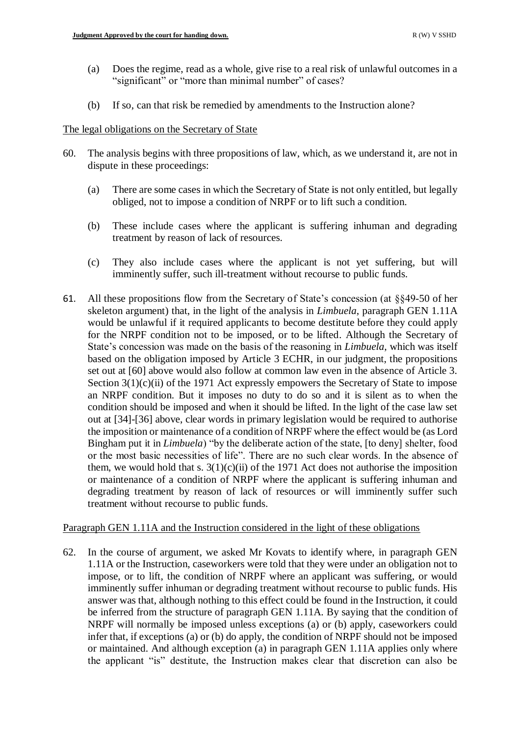(a) Does the regime, read as a whole, give rise to a real risk of unlawful outcomes in a "significant" or "more than minimal number" of cases?

(b) If so, can that risk be remedied by amendments to the Instruction alone?

The legal obligations on the Secretary of State

60. The analysis begins with three propositions of law, which, as we understand it, are not in dispute in these proceedings:

    (a) There are some cases in which the Secretary of State is not only entitled, but legally obliged, not to impose a condition of NRPF or to lift such a condition.

    (b) These include cases where the applicant is suffering inhuman and degrading treatment by reason of lack of resources.

    (c) They also include cases where the applicant is not yet suffering, but will imminently suffer, such ill-treatment without recourse to public funds.

61. All these propositions flow from the Secretary of State's concession (at §§49-50 of her skeleton argument) that, in the light of the analysis in *Limbuela*, paragraph GEN 1.11A would be unlawful if it required applicants to become destitute before they could apply for the NRPF condition not to be imposed, or to be lifted. Although the Secretary of State's concession was made on the basis of the reasoning in *Limbuela*, which was itself based on the obligation imposed by Article 3 ECHR, in our judgment, the propositions set out at [60] above would also follow at common law even in the absence of Article 3. Section 3(1)(c)(ii) of the 1971 Act expressly empowers the Secretary of State to impose an NRPF condition. But it imposes no duty to do so and it is silent as to when the condition should be imposed and when it should be lifted. In the light of the case law set out at [34]-[36] above, clear words in primary legislation would be required to authorise the imposition or maintenance of a condition of NRPF where the effect would be (as Lord Bingham put it in *Limbuela*) "by the deliberate action of the state, [to deny] shelter, food or the most basic necessities of life". There are no such clear words. In the absence of them, we would hold that s. 3(1)(c)(ii) of the 1971 Act does not authorise the imposition or maintenance of a condition of NRPF where the applicant is suffering inhuman and degrading treatment by reason of lack of resources or will imminently suffer such treatment without recourse to public funds.

Paragraph GEN 1.11A and the Instruction considered in the light of these obligations

62. In the course of argument, we asked Mr Kovats to identify where, in paragraph GEN 1.11A or the Instruction, caseworkers were told that they were under an obligation not to impose, or to lift, the condition of NRPF where an applicant was suffering, or would imminently suffer inhuman or degrading treatment without recourse to public funds. His answer was that, although nothing to this effect could be found in the Instruction, it could be inferred from the structure of paragraph GEN 1.11A. By saying that the condition of NRPF will normally be imposed unless exceptions (a) or (b) apply, caseworkers could infer that, if exceptions (a) or (b) do apply, the condition of NRPF should not be imposed or maintained. And although exception (a) in paragraph GEN 1.11A applies only where the applicant "is" destitute, the Instruction makes clear that discretion can also be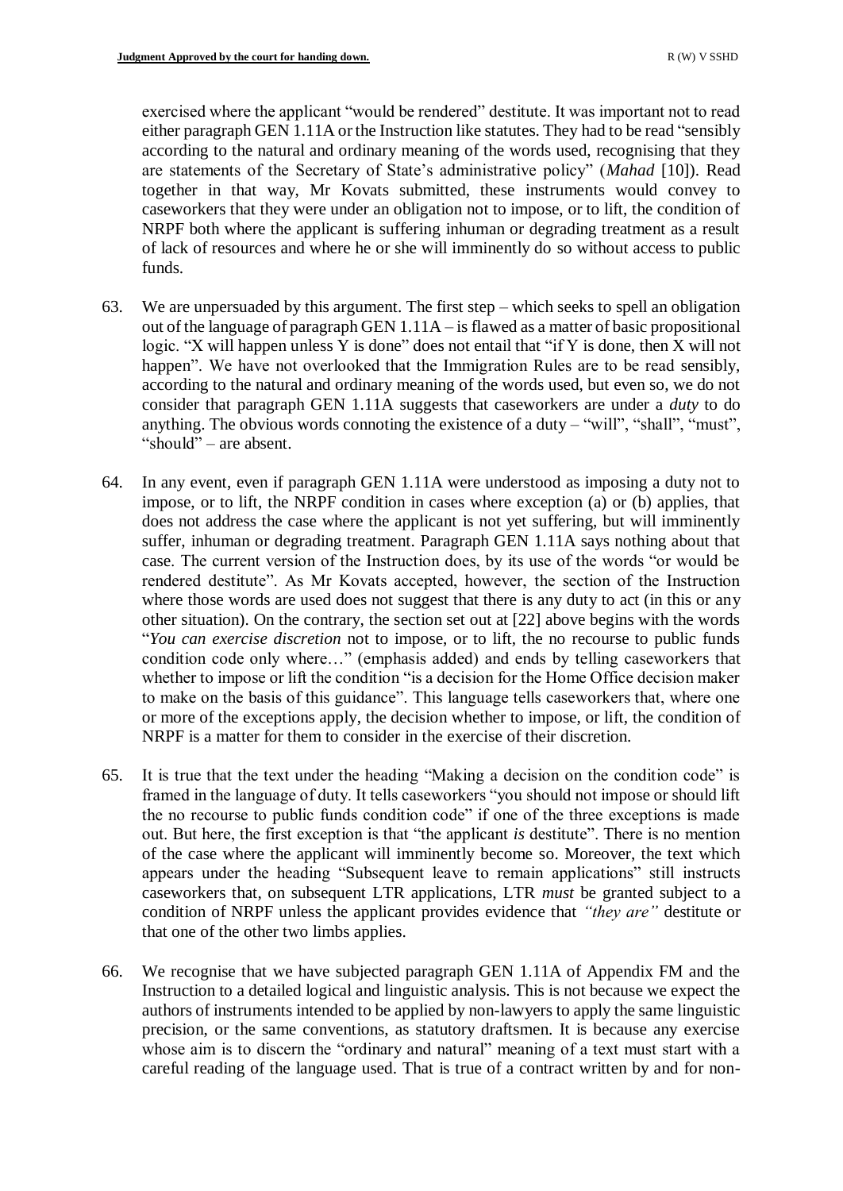exercised where the applicant "would be rendered" destitute. It was important not to read either paragraph GEN 1.11A or the Instruction like statutes. They had to be read "sensibly according to the natural and ordinary meaning of the words used, recognising that they are statements of the Secretary of State's administrative policy" (*Mahad* [10]). Read together in that way, Mr Kovats submitted, these instruments would convey to caseworkers that they were under an obligation not to impose, or to lift, the condition of NRPF both where the applicant is suffering inhuman or degrading treatment as a result of lack of resources and where he or she will imminently do so without access to public funds.

63. We are unpersuaded by this argument. The first step – which seeks to spell an obligation out of the language of paragraph GEN 1.11A – is flawed as a matter of basic propositional logic. "X will happen unless Y is done" does not entail that "if Y is done, then X will not happen". We have not overlooked that the Immigration Rules are to be read sensibly, according to the natural and ordinary meaning of the words used, but even so, we do not consider that paragraph GEN 1.11A suggests that caseworkers are under a *duty* to do anything. The obvious words connoting the existence of a duty – "will", "shall", "must", "should" – are absent.

64. In any event, even if paragraph GEN 1.11A were understood as imposing a duty not to impose, or to lift, the NRPF condition in cases where exception (a) or (b) applies, that does not address the case where the applicant is not yet suffering, but will imminently suffer, inhuman or degrading treatment. Paragraph GEN 1.11A says nothing about that case. The current version of the Instruction does, by its use of the words "or would be rendered destitute". As Mr Kovats accepted, however, the section of the Instruction where those words are used does not suggest that there is any duty to act (in this or any other situation). On the contrary, the section set out at [22] above begins with the words "*You can exercise discretion* not to impose, or to lift, the no recourse to public funds condition code only where…" (emphasis added) and ends by telling caseworkers that whether to impose or lift the condition "is a decision for the Home Office decision maker to make on the basis of this guidance". This language tells caseworkers that, where one or more of the exceptions apply, the decision whether to impose, or lift, the condition of NRPF is a matter for them to consider in the exercise of their discretion.

65. It is true that the text under the heading "Making a decision on the condition code" is framed in the language of duty. It tells caseworkers "you should not impose or should lift the no recourse to public funds condition code" if one of the three exceptions is made out. But here, the first exception is that "the applicant *is* destitute". There is no mention of the case where the applicant will imminently become so. Moreover, the text which appears under the heading "Subsequent leave to remain applications" still instructs caseworkers that, on subsequent LTR applications, LTR *must* be granted subject to a condition of NRPF unless the applicant provides evidence that *"they are"* destitute or that one of the other two limbs applies.

66. We recognise that we have subjected paragraph GEN 1.11A of Appendix FM and the Instruction to a detailed logical and linguistic analysis. This is not because we expect the authors of instruments intended to be applied by non-lawyers to apply the same linguistic precision, or the same conventions, as statutory draftsmen. It is because any exercise whose aim is to discern the "ordinary and natural" meaning of a text must start with a careful reading of the language used. That is true of a contract written by and for non-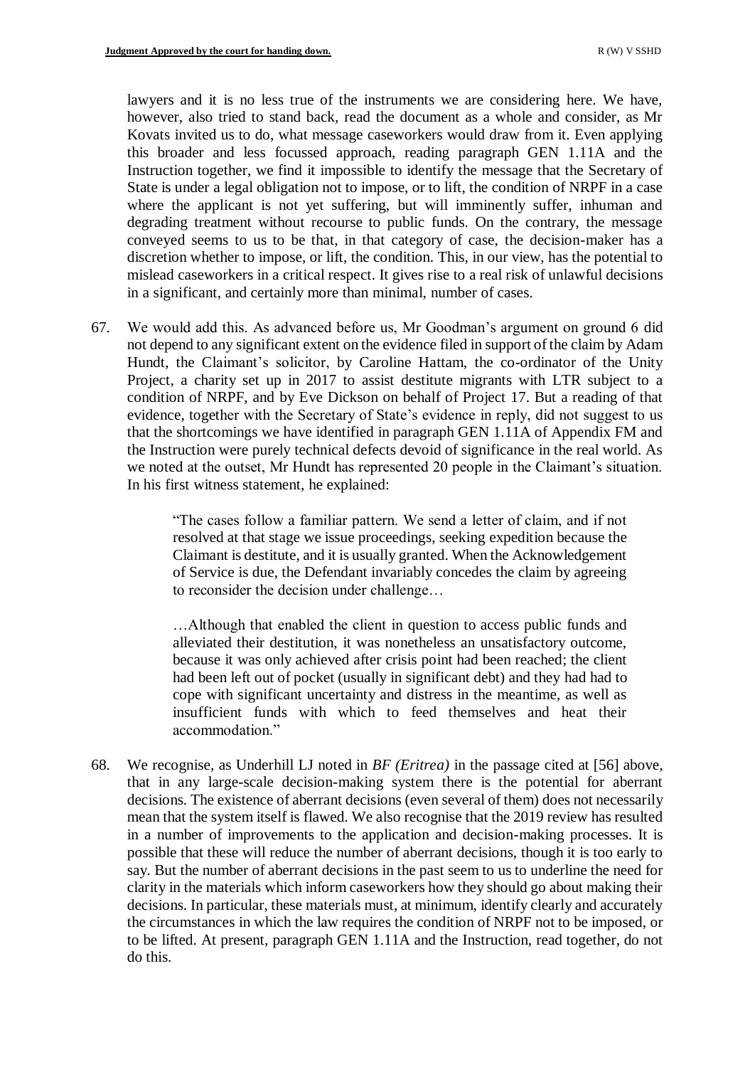lawyers and it is no less true of the instruments we are considering here. We have, however, also tried to stand back, read the document as a whole and consider, as Mr Kovats invited us to do, what message caseworkers would draw from it. Even applying this broader and less focussed approach, reading paragraph GEN 1.11A and the Instruction together, we find it impossible to identify the message that the Secretary of State is under a legal obligation not to impose, or to lift, the condition of NRPF in a case where the applicant is not yet suffering, but will imminently suffer, inhuman and degrading treatment without recourse to public funds. On the contrary, the message conveyed seems to us to be that, in that category of case, the decision-maker has a discretion whether to impose, or lift, the condition. This, in our view, has the potential to mislead caseworkers in a critical respect. It gives rise to a real risk of unlawful decisions in a significant, and certainly more than minimal, number of cases.

67. We would add this. As advanced before us, Mr Goodman's argument on ground 6 did not depend to any significant extent on the evidence filed in support of the claim by Adam Hundt, the Claimant's solicitor, by Caroline Hattam, the co-ordinator of the Unity Project, a charity set up in 2017 to assist destitute migrants with LTR subject to a condition of NRPF, and by Eve Dickson on behalf of Project 17. But a reading of that evidence, together with the Secretary of State's evidence in reply, did not suggest to us that the shortcomings we have identified in paragraph GEN 1.11A of Appendix FM and the Instruction were purely technical defects devoid of significance in the real world. As we noted at the outset, Mr Hundt has represented 20 people in the Claimant's situation. In his first witness statement, he explained:

> "The cases follow a familiar pattern. We send a letter of claim, and if not resolved at that stage we issue proceedings, seeking expedition because the Claimant is destitute, and it is usually granted. When the Acknowledgement of Service is due, the Defendant invariably concedes the claim by agreeing to reconsider the decision under challenge…
>
> …Although that enabled the client in question to access public funds and alleviated their destitution, it was nonetheless an unsatisfactory outcome, because it was only achieved after crisis point had been reached; the client had been left out of pocket (usually in significant debt) and they had had to cope with significant uncertainty and distress in the meantime, as well as insufficient funds with which to feed themselves and heat their accommodation."

68. We recognise, as Underhill LJ noted in *BF (Eritrea)* in the passage cited at [56] above, that in any large-scale decision-making system there is the potential for aberrant decisions. The existence of aberrant decisions (even several of them) does not necessarily mean that the system itself is flawed. We also recognise that the 2019 review has resulted in a number of improvements to the application and decision-making processes. It is possible that these will reduce the number of aberrant decisions, though it is too early to say. But the number of aberrant decisions in the past seem to us to underline the need for clarity in the materials which inform caseworkers how they should go about making their decisions. In particular, these materials must, at minimum, identify clearly and accurately the circumstances in which the law requires the condition of NRPF not to be imposed, or to be lifted. At present, paragraph GEN 1.11A and the Instruction, read together, do not do this.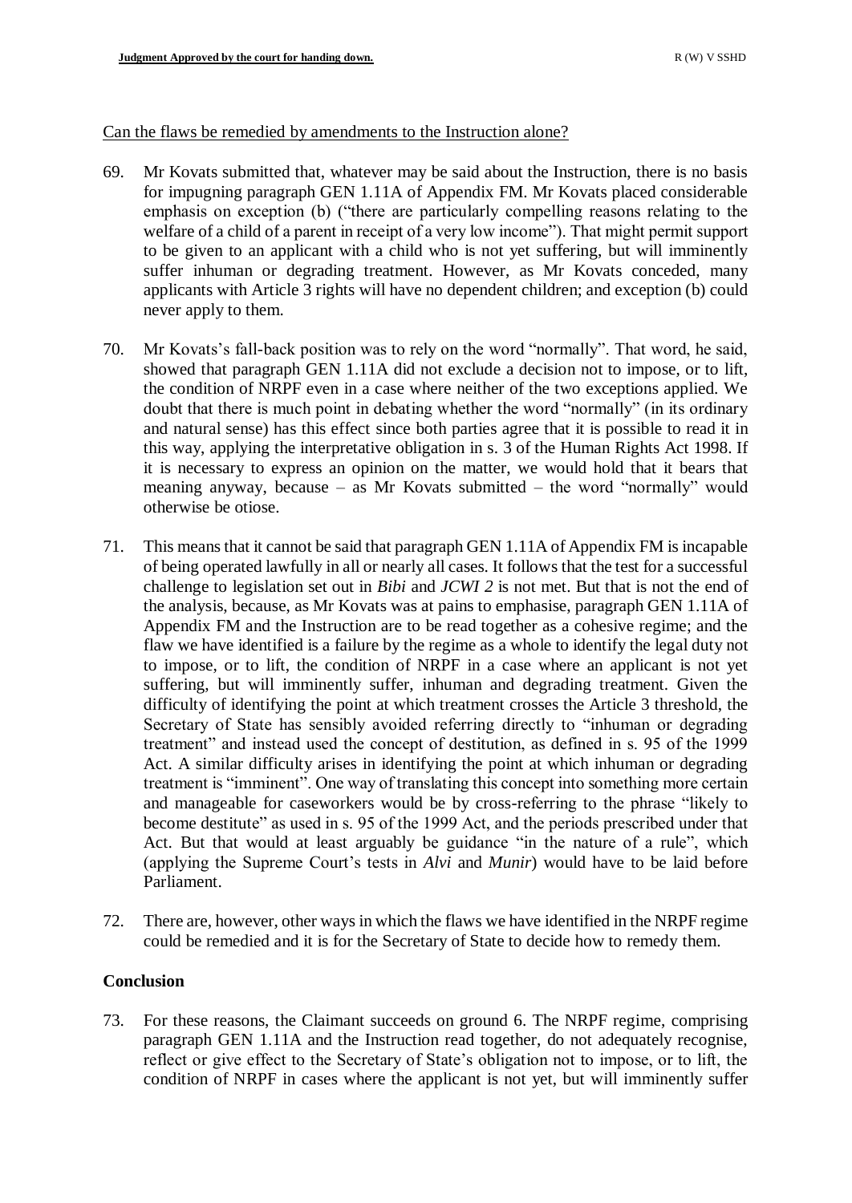Can the flaws be remedied by amendments to the Instruction alone?

69. Mr Kovats submitted that, whatever may be said about the Instruction, there is no basis for impugning paragraph GEN 1.11A of Appendix FM. Mr Kovats placed considerable emphasis on exception (b) ("there are particularly compelling reasons relating to the welfare of a child of a parent in receipt of a very low income"). That might permit support to be given to an applicant with a child who is not yet suffering, but will imminently suffer inhuman or degrading treatment. However, as Mr Kovats conceded, many applicants with Article 3 rights will have no dependent children; and exception (b) could never apply to them.

70. Mr Kovats's fall-back position was to rely on the word "normally". That word, he said, showed that paragraph GEN 1.11A did not exclude a decision not to impose, or to lift, the condition of NRPF even in a case where neither of the two exceptions applied. We doubt that there is much point in debating whether the word "normally" (in its ordinary and natural sense) has this effect since both parties agree that it is possible to read it in this way, applying the interpretative obligation in s. 3 of the Human Rights Act 1998. If it is necessary to express an opinion on the matter, we would hold that it bears that meaning anyway, because – as Mr Kovats submitted – the word "normally" would otherwise be otiose.

71. This means that it cannot be said that paragraph GEN 1.11A of Appendix FM is incapable of being operated lawfully in all or nearly all cases. It follows that the test for a successful challenge to legislation set out in *Bibi* and *JCWI 2* is not met. But that is not the end of the analysis, because, as Mr Kovats was at pains to emphasise, paragraph GEN 1.11A of Appendix FM and the Instruction are to be read together as a cohesive regime; and the flaw we have identified is a failure by the regime as a whole to identify the legal duty not to impose, or to lift, the condition of NRPF in a case where an applicant is not yet suffering, but will imminently suffer, inhuman and degrading treatment. Given the difficulty of identifying the point at which treatment crosses the Article 3 threshold, the Secretary of State has sensibly avoided referring directly to "inhuman or degrading treatment" and instead used the concept of destitution, as defined in s. 95 of the 1999 Act. A similar difficulty arises in identifying the point at which inhuman or degrading treatment is "imminent". One way of translating this concept into something more certain and manageable for caseworkers would be by cross-referring to the phrase "likely to become destitute" as used in s. 95 of the 1999 Act, and the periods prescribed under that Act. But that would at least arguably be guidance "in the nature of a rule", which (applying the Supreme Court's tests in *Alvi* and *Munir*) would have to be laid before Parliament.

72. There are, however, other ways in which the flaws we have identified in the NRPF regime could be remedied and it is for the Secretary of State to decide how to remedy them.

## Conclusion

73. For these reasons, the Claimant succeeds on ground 6. The NRPF regime, comprising paragraph GEN 1.11A and the Instruction read together, do not adequately recognise, reflect or give effect to the Secretary of State's obligation not to impose, or to lift, the condition of NRPF in cases where the applicant is not yet, but will imminently suffer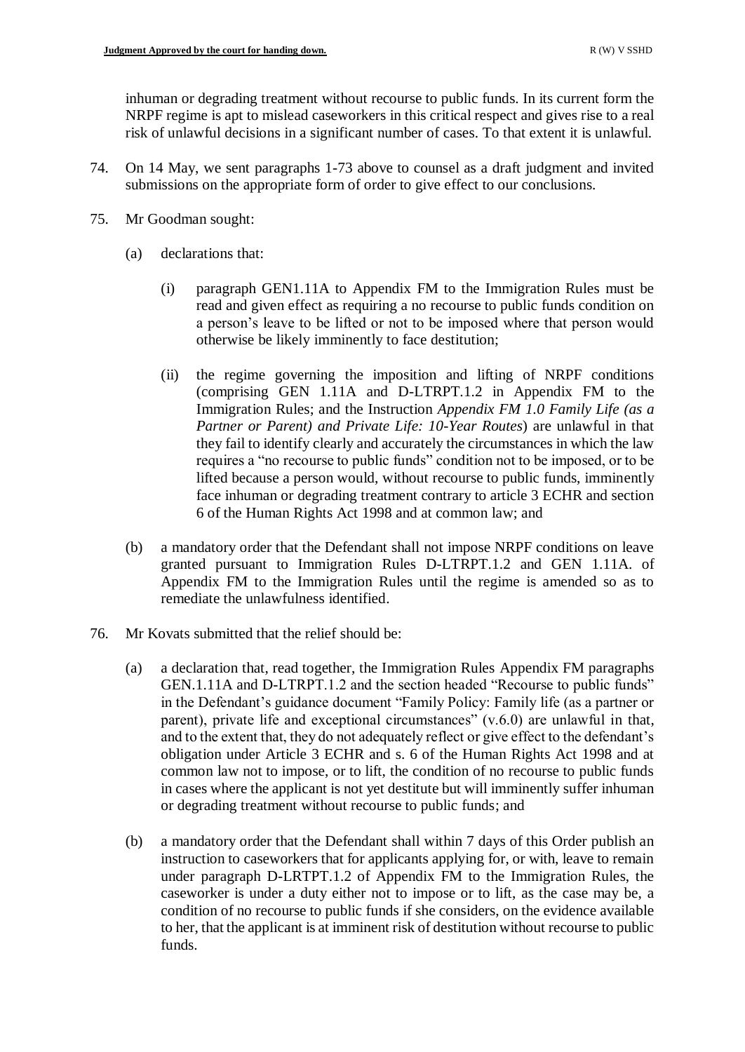inhuman or degrading treatment without recourse to public funds. In its current form the NRPF regime is apt to mislead caseworkers in this critical respect and gives rise to a real risk of unlawful decisions in a significant number of cases. To that extent it is unlawful.

74. On 14 May, we sent paragraphs 1-73 above to counsel as a draft judgment and invited submissions on the appropriate form of order to give effect to our conclusions.

75. Mr Goodman sought:

    (a) declarations that:

        (i) paragraph GEN1.11A to Appendix FM to the Immigration Rules must be read and given effect as requiring a no recourse to public funds condition on a person's leave to be lifted or not to be imposed where that person would otherwise be likely imminently to face destitution;

        (ii) the regime governing the imposition and lifting of NRPF conditions (comprising GEN 1.11A and D-LTRPT.1.2 in Appendix FM to the Immigration Rules; and the Instruction *Appendix FM 1.0 Family Life (as a Partner or Parent) and Private Life: 10-Year Routes*) are unlawful in that they fail to identify clearly and accurately the circumstances in which the law requires a "no recourse to public funds" condition not to be imposed, or to be lifted because a person would, without recourse to public funds, imminently face inhuman or degrading treatment contrary to article 3 ECHR and section 6 of the Human Rights Act 1998 and at common law; and

    (b) a mandatory order that the Defendant shall not impose NRPF conditions on leave granted pursuant to Immigration Rules D-LTRPT.1.2 and GEN 1.11A. of Appendix FM to the Immigration Rules until the regime is amended so as to remediate the unlawfulness identified.

76. Mr Kovats submitted that the relief should be:

    (a) a declaration that, read together, the Immigration Rules Appendix FM paragraphs GEN.1.11A and D-LTRPT.1.2 and the section headed "Recourse to public funds" in the Defendant's guidance document "Family Policy: Family life (as a partner or parent), private life and exceptional circumstances" (v.6.0) are unlawful in that, and to the extent that, they do not adequately reflect or give effect to the defendant's obligation under Article 3 ECHR and s. 6 of the Human Rights Act 1998 and at common law not to impose, or to lift, the condition of no recourse to public funds in cases where the applicant is not yet destitute but will imminently suffer inhuman or degrading treatment without recourse to public funds; and

    (b) a mandatory order that the Defendant shall within 7 days of this Order publish an instruction to caseworkers that for applicants applying for, or with, leave to remain under paragraph D-LRTPT.1.2 of Appendix FM to the Immigration Rules, the caseworker is under a duty either not to impose or to lift, as the case may be, a condition of no recourse to public funds if she considers, on the evidence available to her, that the applicant is at imminent risk of destitution without recourse to public funds.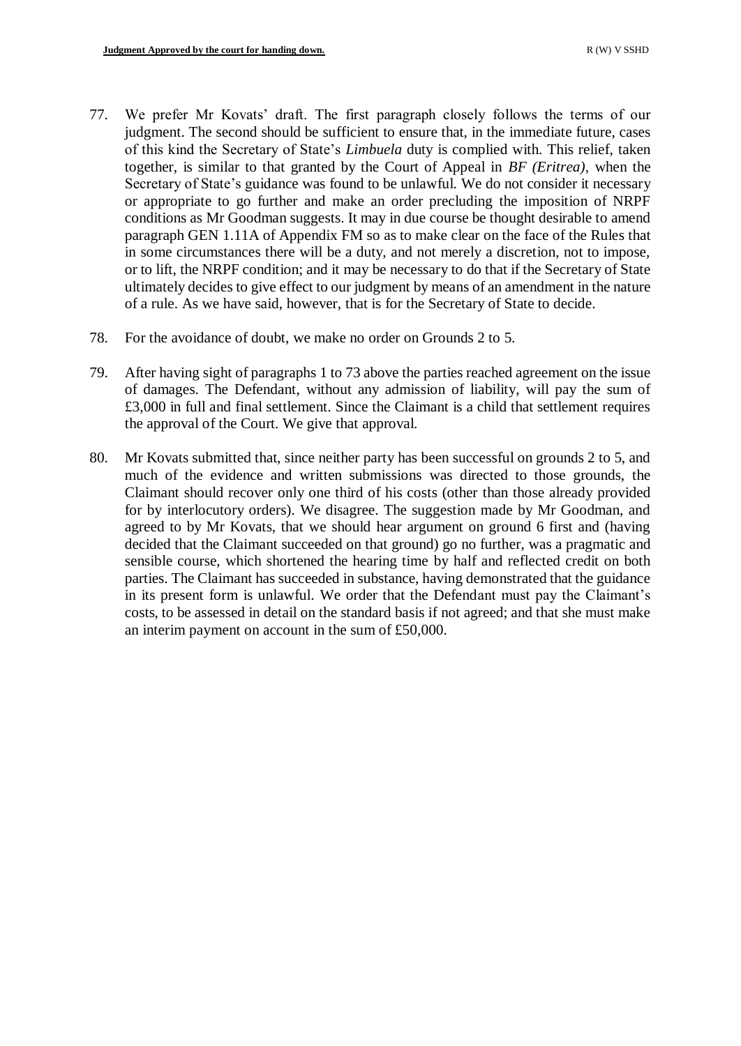77. We prefer Mr Kovats' draft. The first paragraph closely follows the terms of our judgment. The second should be sufficient to ensure that, in the immediate future, cases of this kind the Secretary of State's *Limbuela* duty is complied with. This relief, taken together, is similar to that granted by the Court of Appeal in *BF (Eritrea)*, when the Secretary of State's guidance was found to be unlawful. We do not consider it necessary or appropriate to go further and make an order precluding the imposition of NRPF conditions as Mr Goodman suggests. It may in due course be thought desirable to amend paragraph GEN 1.11A of Appendix FM so as to make clear on the face of the Rules that in some circumstances there will be a duty, and not merely a discretion, not to impose, or to lift, the NRPF condition; and it may be necessary to do that if the Secretary of State ultimately decides to give effect to our judgment by means of an amendment in the nature of a rule. As we have said, however, that is for the Secretary of State to decide.

78. For the avoidance of doubt, we make no order on Grounds 2 to 5.

79. After having sight of paragraphs 1 to 73 above the parties reached agreement on the issue of damages. The Defendant, without any admission of liability, will pay the sum of £3,000 in full and final settlement. Since the Claimant is a child that settlement requires the approval of the Court. We give that approval.

80. Mr Kovats submitted that, since neither party has been successful on grounds 2 to 5, and much of the evidence and written submissions was directed to those grounds, the Claimant should recover only one third of his costs (other than those already provided for by interlocutory orders). We disagree. The suggestion made by Mr Goodman, and agreed to by Mr Kovats, that we should hear argument on ground 6 first and (having decided that the Claimant succeeded on that ground) go no further, was a pragmatic and sensible course, which shortened the hearing time by half and reflected credit on both parties. The Claimant has succeeded in substance, having demonstrated that the guidance in its present form is unlawful. We order that the Defendant must pay the Claimant's costs, to be assessed in detail on the standard basis if not agreed; and that she must make an interim payment on account in the sum of £50,000.